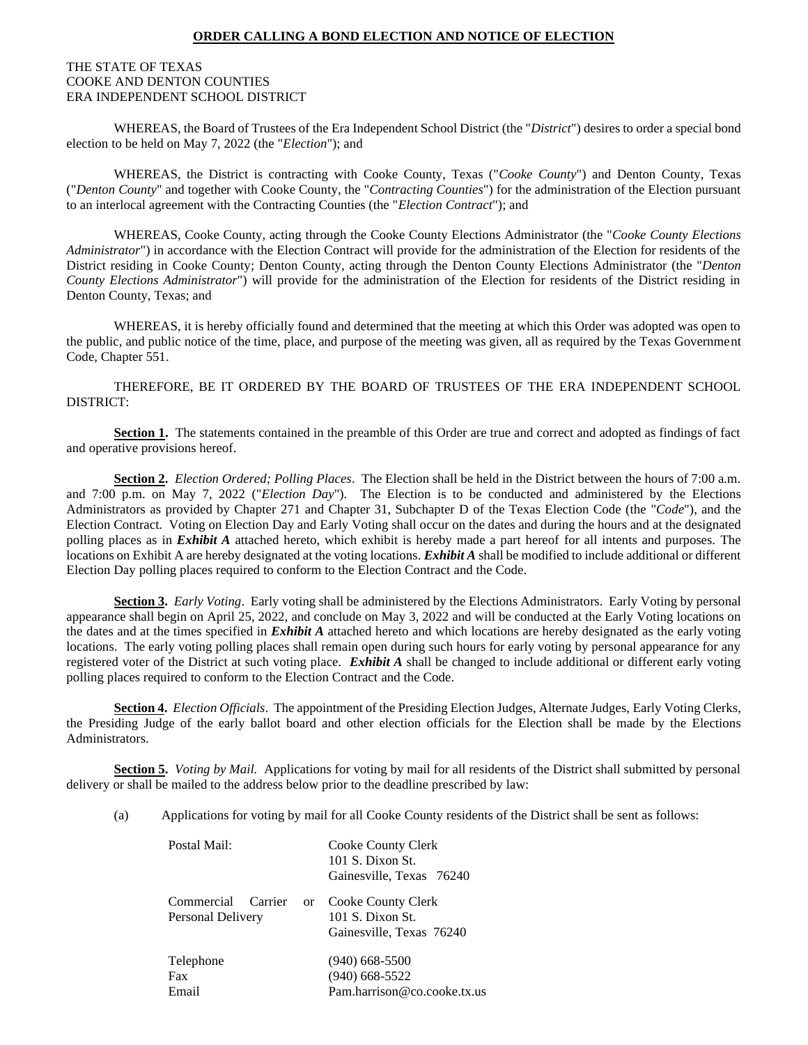**ORDER CALLING A BOND ELECTION AND NOTICE OF ELECTION**

THE STATE OF TEXAS
COOKE AND DENTON COUNTIES
ERA INDEPENDENT SCHOOL DISTRICT

WHEREAS, the Board of Trustees of the Era Independent School District (the "*District*") desires to order a special bond election to be held on May 7, 2022 (the "*Election*"); and

WHEREAS, the District is contracting with Cooke County, Texas ("*Cooke County*") and Denton County, Texas ("*Denton County*" and together with Cooke County, the "*Contracting Counties*") for the administration of the Election pursuant to an interlocal agreement with the Contracting Counties (the "*Election Contract*"); and

WHEREAS, Cooke County, acting through the Cooke County Elections Administrator (the "*Cooke County Elections Administrator*") in accordance with the Election Contract will provide for the administration of the Election for residents of the District residing in Cooke County; Denton County, acting through the Denton County Elections Administrator (the "*Denton County Elections Administrator*") will provide for the administration of the Election for residents of the District residing in Denton County, Texas; and

WHEREAS, it is hereby officially found and determined that the meeting at which this Order was adopted was open to the public, and public notice of the time, place, and purpose of the meeting was given, all as required by the Texas Government Code, Chapter 551.

THEREFORE, BE IT ORDERED BY THE BOARD OF TRUSTEES OF THE ERA INDEPENDENT SCHOOL DISTRICT:

**Section 1.** The statements contained in the preamble of this Order are true and correct and adopted as findings of fact and operative provisions hereof.

**Section 2.** *Election Ordered; Polling Places*. The Election shall be held in the District between the hours of 7:00 a.m. and 7:00 p.m. on May 7, 2022 ("*Election Day*"). The Election is to be conducted and administered by the Elections Administrators as provided by Chapter 271 and Chapter 31, Subchapter D of the Texas Election Code (the "*Code*"), and the Election Contract. Voting on Election Day and Early Voting shall occur on the dates and during the hours and at the designated polling places as in ***Exhibit A*** attached hereto, which exhibit is hereby made a part hereof for all intents and purposes. The locations on Exhibit A are hereby designated at the voting locations. ***Exhibit A*** shall be modified to include additional or different Election Day polling places required to conform to the Election Contract and the Code.

**Section 3.** *Early Voting*. Early voting shall be administered by the Elections Administrators. Early Voting by personal appearance shall begin on April 25, 2022, and conclude on May 3, 2022 and will be conducted at the Early Voting locations on the dates and at the times specified in ***Exhibit A*** attached hereto and which locations are hereby designated as the early voting locations. The early voting polling places shall remain open during such hours for early voting by personal appearance for any registered voter of the District at such voting place. ***Exhibit A*** shall be changed to include additional or different early voting polling places required to conform to the Election Contract and the Code.

**Section 4.** *Election Officials*. The appointment of the Presiding Election Judges, Alternate Judges, Early Voting Clerks, the Presiding Judge of the early ballot board and other election officials for the Election shall be made by the Elections Administrators.

**Section 5.** *Voting by Mail.* Applications for voting by mail for all residents of the District shall submitted by personal delivery or shall be mailed to the address below prior to the deadline prescribed by law:

(a) Applications for voting by mail for all Cooke County residents of the District shall be sent as follows:

| | |
|---|---|
| Postal Mail: | Cooke County Clerk<br>101 S. Dixon St.<br>Gainesville, Texas 76240 |
| Commercial Carrier or Personal Delivery | Cooke County Clerk<br>101 S. Dixon St.<br>Gainesville, Texas 76240 |
| Telephone | (940) 668-5500 |
| Fax | (940) 668-5522 |
| Email | Pam.harrison@co.cooke.tx.us |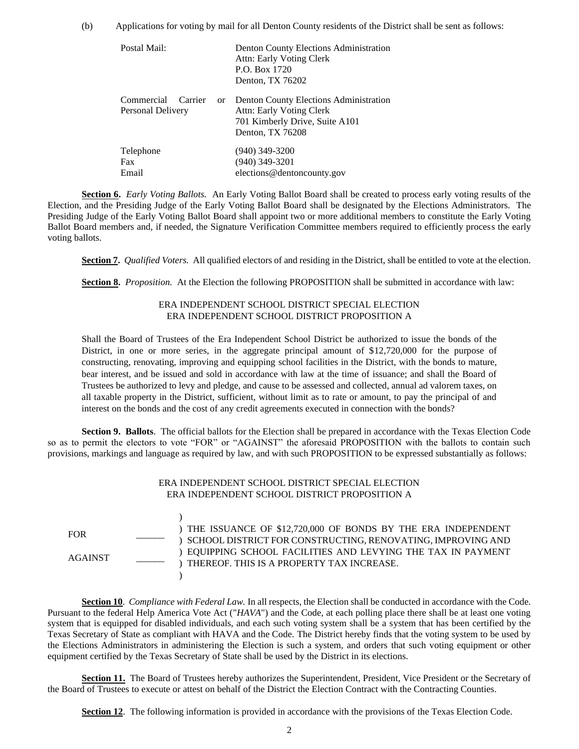(b) Applications for voting by mail for all Denton County residents of the District shall be sent as follows:

| | |
|---|---|
| Postal Mail: | Denton County Elections Administration<br>Attn: Early Voting Clerk<br>P.O. Box 1720<br>Denton, TX 76202 |
| Commercial Carrier or Personal Delivery | Denton County Elections Administration<br>Attn: Early Voting Clerk<br>701 Kimberly Drive, Suite A101<br>Denton, TX 76208 |
| Telephone<br>Fax<br>Email | (940) 349-3200<br>(940) 349-3201<br>elections@dentoncounty.gov |

**Section 6.** *Early Voting Ballots.* An Early Voting Ballot Board shall be created to process early voting results of the Election, and the Presiding Judge of the Early Voting Ballot Board shall be designated by the Elections Administrators. The Presiding Judge of the Early Voting Ballot Board shall appoint two or more additional members to constitute the Early Voting Ballot Board members and, if needed, the Signature Verification Committee members required to efficiently process the early voting ballots.

**Section 7.** *Qualified Voters.* All qualified electors of and residing in the District, shall be entitled to vote at the election.

**Section 8.** *Proposition.* At the Election the following PROPOSITION shall be submitted in accordance with law:

ERA INDEPENDENT SCHOOL DISTRICT SPECIAL ELECTION
ERA INDEPENDENT SCHOOL DISTRICT PROPOSITION A

Shall the Board of Trustees of the Era Independent School District be authorized to issue the bonds of the District, in one or more series, in the aggregate principal amount of $12,720,000 for the purpose of constructing, renovating, improving and equipping school facilities in the District, with the bonds to mature, bear interest, and be issued and sold in accordance with law at the time of issuance; and shall the Board of Trustees be authorized to levy and pledge, and cause to be assessed and collected, annual ad valorem taxes, on all taxable property in the District, sufficient, without limit as to rate or amount, to pay the principal of and interest on the bonds and the cost of any credit agreements executed in connection with the bonds?

**Section 9. Ballots**. The official ballots for the Election shall be prepared in accordance with the Texas Election Code so as to permit the electors to vote "FOR" or "AGAINST" the aforesaid PROPOSITION with the ballots to contain such provisions, markings and language as required by law, and with such PROPOSITION to be expressed substantially as follows:

ERA INDEPENDENT SCHOOL DISTRICT SPECIAL ELECTION
ERA INDEPENDENT SCHOOL DISTRICT PROPOSITION A

| | | |
|---|---|---|
| FOR | ______ | THE ISSUANCE OF $12,720,000 OF BONDS BY THE ERA INDEPENDENT SCHOOL DISTRICT FOR CONSTRUCTING, RENOVATING, IMPROVING AND EQUIPPING SCHOOL FACILITIES AND LEVYING THE TAX IN PAYMENT THEREOF. THIS IS A PROPERTY TAX INCREASE. |
| AGAINST | ______ | |

**Section 10**. *Compliance with Federal Law.* In all respects, the Election shall be conducted in accordance with the Code. Pursuant to the federal Help America Vote Act ("*HAVA*") and the Code, at each polling place there shall be at least one voting system that is equipped for disabled individuals, and each such voting system shall be a system that has been certified by the Texas Secretary of State as compliant with HAVA and the Code. The District hereby finds that the voting system to be used by the Elections Administrators in administering the Election is such a system, and orders that such voting equipment or other equipment certified by the Texas Secretary of State shall be used by the District in its elections.

**Section 11.** The Board of Trustees hereby authorizes the Superintendent, President, Vice President or the Secretary of the Board of Trustees to execute or attest on behalf of the District the Election Contract with the Contracting Counties.

**Section 12**. The following information is provided in accordance with the provisions of the Texas Election Code.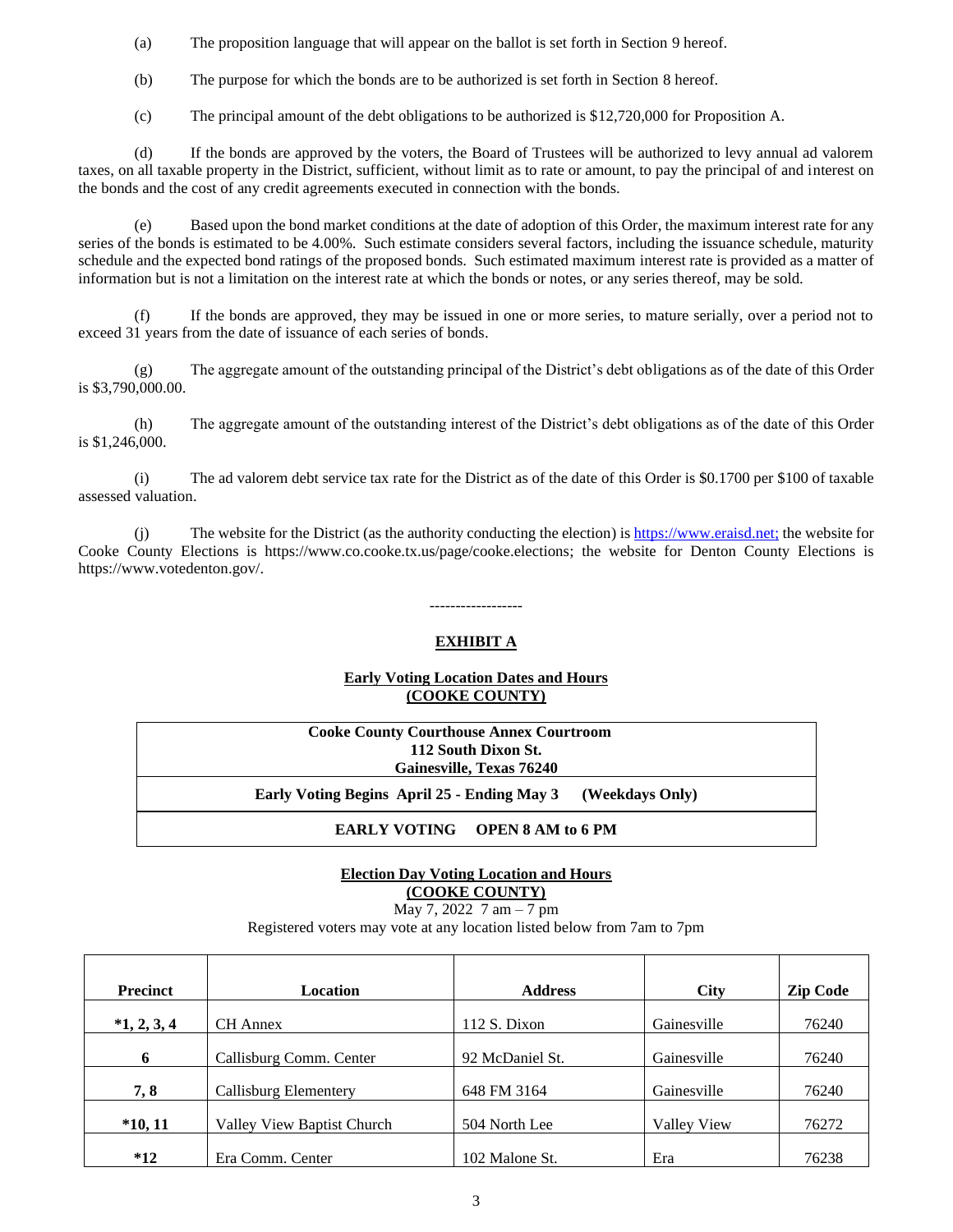(a) The proposition language that will appear on the ballot is set forth in Section 9 hereof.

(b) The purpose for which the bonds are to be authorized is set forth in Section 8 hereof.

(c) The principal amount of the debt obligations to be authorized is $12,720,000 for Proposition A.

(d) If the bonds are approved by the voters, the Board of Trustees will be authorized to levy annual ad valorem taxes, on all taxable property in the District, sufficient, without limit as to rate or amount, to pay the principal of and interest on the bonds and the cost of any credit agreements executed in connection with the bonds.

(e) Based upon the bond market conditions at the date of adoption of this Order, the maximum interest rate for any series of the bonds is estimated to be 4.00%. Such estimate considers several factors, including the issuance schedule, maturity schedule and the expected bond ratings of the proposed bonds. Such estimated maximum interest rate is provided as a matter of information but is not a limitation on the interest rate at which the bonds or notes, or any series thereof, may be sold.

(f) If the bonds are approved, they may be issued in one or more series, to mature serially, over a period not to exceed 31 years from the date of issuance of each series of bonds.

(g) The aggregate amount of the outstanding principal of the District's debt obligations as of the date of this Order is $3,790,000.00.

(h) The aggregate amount of the outstanding interest of the District's debt obligations as of the date of this Order is $1,246,000.

(i) The ad valorem debt service tax rate for the District as of the date of this Order is $0.1700 per $100 of taxable assessed valuation.

(j) The website for the District (as the authority conducting the election) is https://www.eraisd.net; the website for Cooke County Elections is https://www.co.cooke.tx.us/page/cooke.elections; the website for Denton County Elections is https://www.votedenton.gov/.

------------------

## EXHIBIT A

### Early Voting Location Dates and Hours (COOKE COUNTY)

| **Cooke County Courthouse Annex Courtroom**<br>**112 South Dixon St.**<br>**Gainesville, Texas 76240** |
|---|
| **Early Voting Begins April 25 - Ending May 3 (Weekdays Only)** |
| **EARLY VOTING OPEN 8 AM to 6 PM** |

### Election Day Voting Location and Hours (COOKE COUNTY)

May 7, 2022 7 am – 7 pm

Registered voters may vote at any location listed below from 7am to 7pm

| Precinct | Location | Address | City | Zip Code |
|---|---|---|---|---|
| *1, 2, 3, 4 | CH Annex | 112 S. Dixon | Gainesville | 76240 |
| 6 | Callisburg Comm. Center | 92 McDaniel St. | Gainesville | 76240 |
| 7, 8 | Callisburg Elementery | 648 FM 3164 | Gainesville | 76240 |
| *10, 11 | Valley View Baptist Church | 504 North Lee | Valley View | 76272 |
| *12 | Era Comm. Center | 102 Malone St. | Era | 76238 |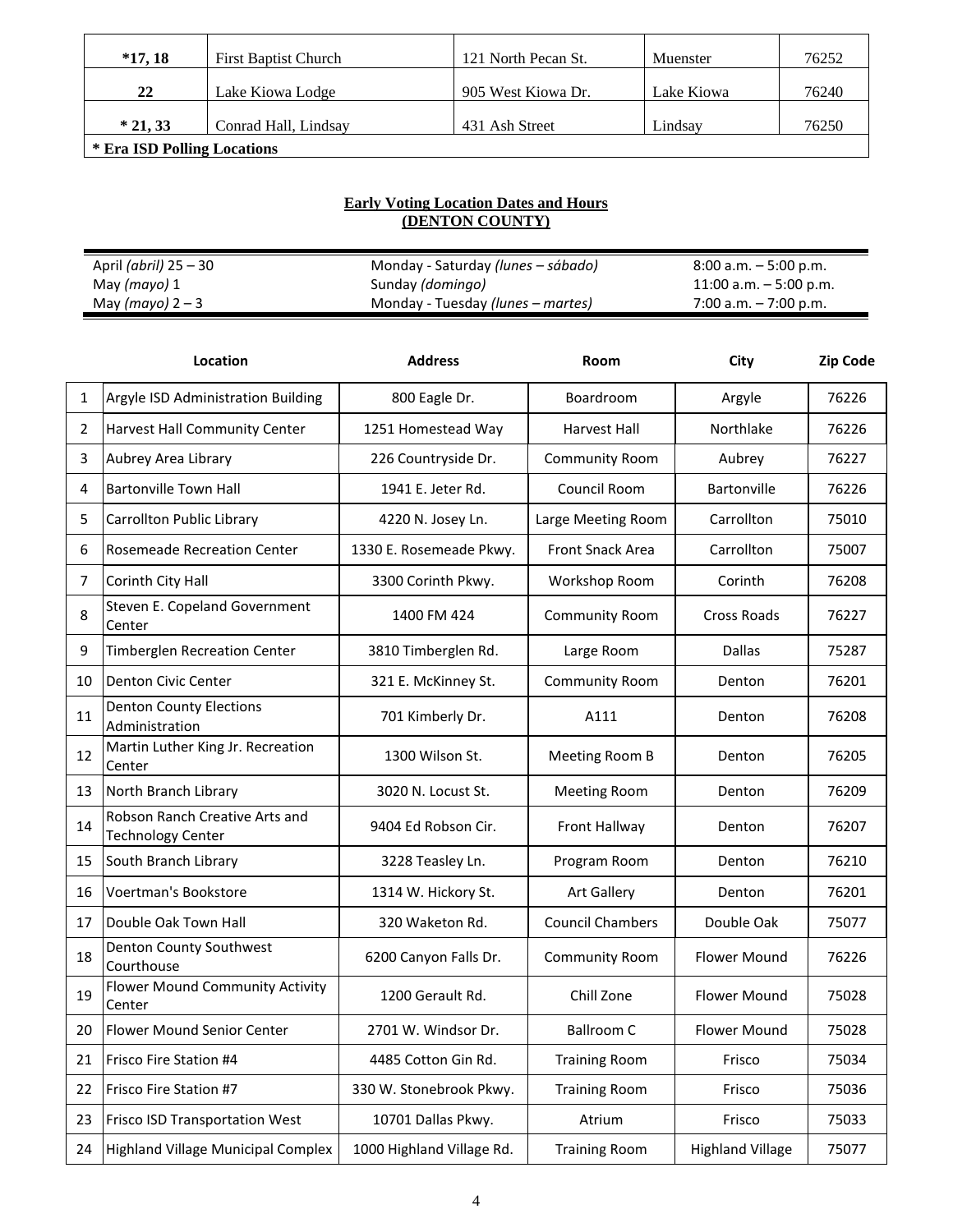| *17, 18 | First Baptist Church | 121 North Pecan St. | Muenster | 76252 |
|---|---|---|---|---|
| 22 | Lake Kiowa Lodge | 905 West Kiowa Dr. | Lake Kiowa | 76240 |
| * 21, 33 | Conrad Hall, Lindsay | 431 Ash Street | Lindsay | 76250 |
| **\* Era ISD Polling Locations** | | | | |

## Early Voting Location Dates and Hours (DENTON COUNTY)

| | | |
|---|---|---|
| April *(abril)* 25 – 30 | Monday - Saturday *(lunes – sábado)* | 8:00 a.m. – 5:00 p.m. |
| May *(mayo)* 1 | Sunday *(domingo)* | 11:00 a.m. – 5:00 p.m. |
| May *(mayo)* 2 – 3 | Monday - Tuesday *(lunes – martes)* | 7:00 a.m. – 7:00 p.m. |

| | Location | Address | Room | City | Zip Code |
|---|---|---|---|---|---|
| 1 | Argyle ISD Administration Building | 800 Eagle Dr. | Boardroom | Argyle | 76226 |
| 2 | Harvest Hall Community Center | 1251 Homestead Way | Harvest Hall | Northlake | 76226 |
| 3 | Aubrey Area Library | 226 Countryside Dr. | Community Room | Aubrey | 76227 |
| 4 | Bartonville Town Hall | 1941 E. Jeter Rd. | Council Room | Bartonville | 76226 |
| 5 | Carrollton Public Library | 4220 N. Josey Ln. | Large Meeting Room | Carrollton | 75010 |
| 6 | Rosemeade Recreation Center | 1330 E. Rosemeade Pkwy. | Front Snack Area | Carrollton | 75007 |
| 7 | Corinth City Hall | 3300 Corinth Pkwy. | Workshop Room | Corinth | 76208 |
| 8 | Steven E. Copeland Government Center | 1400 FM 424 | Community Room | Cross Roads | 76227 |
| 9 | Timberglen Recreation Center | 3810 Timberglen Rd. | Large Room | Dallas | 75287 |
| 10 | Denton Civic Center | 321 E. McKinney St. | Community Room | Denton | 76201 |
| 11 | Denton County Elections Administration | 701 Kimberly Dr. | A111 | Denton | 76208 |
| 12 | Martin Luther King Jr. Recreation Center | 1300 Wilson St. | Meeting Room B | Denton | 76205 |
| 13 | North Branch Library | 3020 N. Locust St. | Meeting Room | Denton | 76209 |
| 14 | Robson Ranch Creative Arts and Technology Center | 9404 Ed Robson Cir. | Front Hallway | Denton | 76207 |
| 15 | South Branch Library | 3228 Teasley Ln. | Program Room | Denton | 76210 |
| 16 | Voertman's Bookstore | 1314 W. Hickory St. | Art Gallery | Denton | 76201 |
| 17 | Double Oak Town Hall | 320 Waketon Rd. | Council Chambers | Double Oak | 75077 |
| 18 | Denton County Southwest Courthouse | 6200 Canyon Falls Dr. | Community Room | Flower Mound | 76226 |
| 19 | Flower Mound Community Activity Center | 1200 Gerault Rd. | Chill Zone | Flower Mound | 75028 |
| 20 | Flower Mound Senior Center | 2701 W. Windsor Dr. | Ballroom C | Flower Mound | 75028 |
| 21 | Frisco Fire Station #4 | 4485 Cotton Gin Rd. | Training Room | Frisco | 75034 |
| 22 | Frisco Fire Station #7 | 330 W. Stonebrook Pkwy. | Training Room | Frisco | 75036 |
| 23 | Frisco ISD Transportation West | 10701 Dallas Pkwy. | Atrium | Frisco | 75033 |
| 24 | Highland Village Municipal Complex | 1000 Highland Village Rd. | Training Room | Highland Village | 75077 |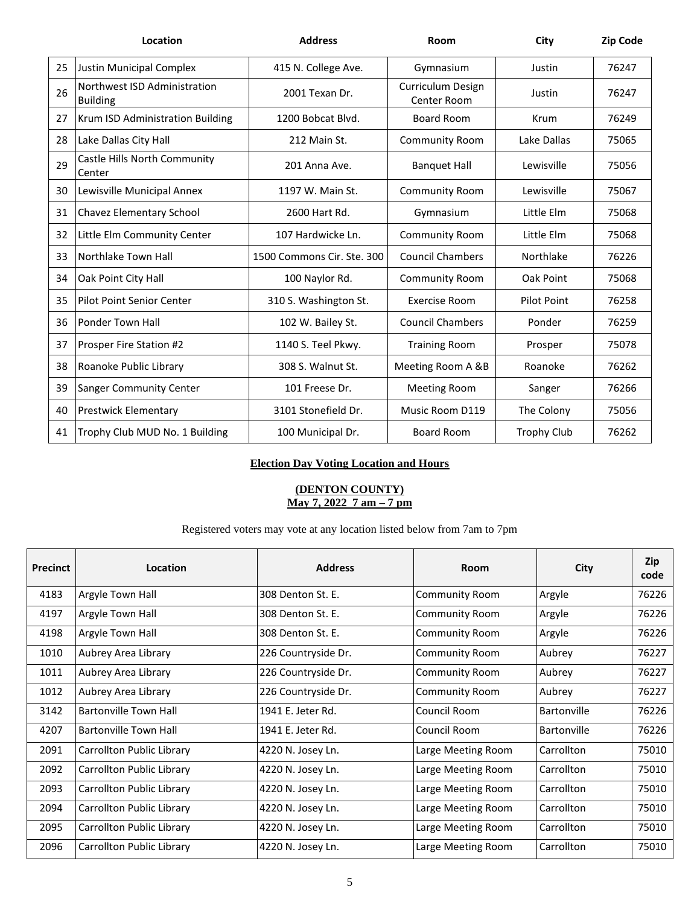| | Location | Address | Room | City | Zip Code |
|---|---|---|---|---|---|
| 25 | Justin Municipal Complex | 415 N. College Ave. | Gymnasium | Justin | 76247 |
| 26 | Northwest ISD Administration Building | 2001 Texan Dr. | Curriculum Design Center Room | Justin | 76247 |
| 27 | Krum ISD Administration Building | 1200 Bobcat Blvd. | Board Room | Krum | 76249 |
| 28 | Lake Dallas City Hall | 212 Main St. | Community Room | Lake Dallas | 75065 |
| 29 | Castle Hills North Community Center | 201 Anna Ave. | Banquet Hall | Lewisville | 75056 |
| 30 | Lewisville Municipal Annex | 1197 W. Main St. | Community Room | Lewisville | 75067 |
| 31 | Chavez Elementary School | 2600 Hart Rd. | Gymnasium | Little Elm | 75068 |
| 32 | Little Elm Community Center | 107 Hardwicke Ln. | Community Room | Little Elm | 75068 |
| 33 | Northlake Town Hall | 1500 Commons Cir. Ste. 300 | Council Chambers | Northlake | 76226 |
| 34 | Oak Point City Hall | 100 Naylor Rd. | Community Room | Oak Point | 75068 |
| 35 | Pilot Point Senior Center | 310 S. Washington St. | Exercise Room | Pilot Point | 76258 |
| 36 | Ponder Town Hall | 102 W. Bailey St. | Council Chambers | Ponder | 76259 |
| 37 | Prosper Fire Station #2 | 1140 S. Teel Pkwy. | Training Room | Prosper | 75078 |
| 38 | Roanoke Public Library | 308 S. Walnut St. | Meeting Room A &B | Roanoke | 76262 |
| 39 | Sanger Community Center | 101 Freese Dr. | Meeting Room | Sanger | 76266 |
| 40 | Prestwick Elementary | 3101 Stonefield Dr. | Music Room D119 | The Colony | 75056 |
| 41 | Trophy Club MUD No. 1 Building | 100 Municipal Dr. | Board Room | Trophy Club | 76262 |

## Election Day Voting Location and Hours

**(DENTON COUNTY)**
**May 7, 2022 7 am – 7 pm**

Registered voters may vote at any location listed below from 7am to 7pm

| Precinct | Location | Address | Room | City | Zip code |
|---|---|---|---|---|---|
| 4183 | Argyle Town Hall | 308 Denton St. E. | Community Room | Argyle | 76226 |
| 4197 | Argyle Town Hall | 308 Denton St. E. | Community Room | Argyle | 76226 |
| 4198 | Argyle Town Hall | 308 Denton St. E. | Community Room | Argyle | 76226 |
| 1010 | Aubrey Area Library | 226 Countryside Dr. | Community Room | Aubrey | 76227 |
| 1011 | Aubrey Area Library | 226 Countryside Dr. | Community Room | Aubrey | 76227 |
| 1012 | Aubrey Area Library | 226 Countryside Dr. | Community Room | Aubrey | 76227 |
| 3142 | Bartonville Town Hall | 1941 E. Jeter Rd. | Council Room | Bartonville | 76226 |
| 4207 | Bartonville Town Hall | 1941 E. Jeter Rd. | Council Room | Bartonville | 76226 |
| 2091 | Carrollton Public Library | 4220 N. Josey Ln. | Large Meeting Room | Carrollton | 75010 |
| 2092 | Carrollton Public Library | 4220 N. Josey Ln. | Large Meeting Room | Carrollton | 75010 |
| 2093 | Carrollton Public Library | 4220 N. Josey Ln. | Large Meeting Room | Carrollton | 75010 |
| 2094 | Carrollton Public Library | 4220 N. Josey Ln. | Large Meeting Room | Carrollton | 75010 |
| 2095 | Carrollton Public Library | 4220 N. Josey Ln. | Large Meeting Room | Carrollton | 75010 |
| 2096 | Carrollton Public Library | 4220 N. Josey Ln. | Large Meeting Room | Carrollton | 75010 |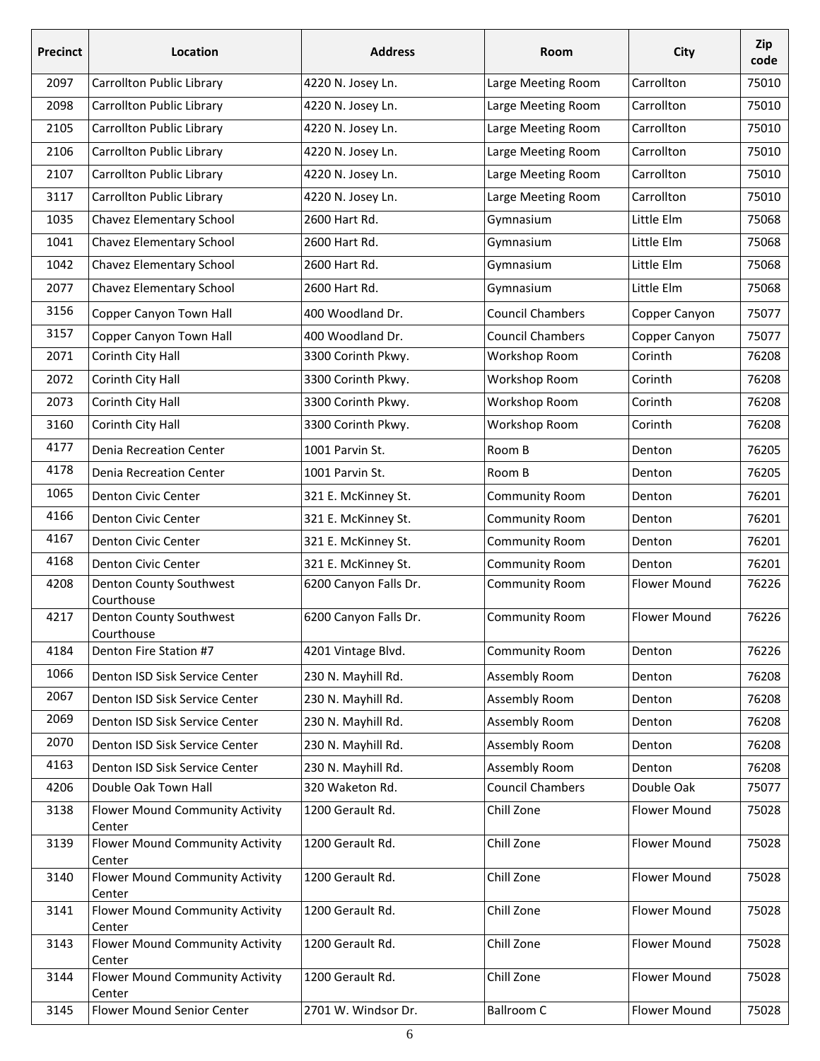| Precinct | Location | Address | Room | City | Zip code |
|---|---|---|---|---|---|
| 2097 | Carrollton Public Library | 4220 N. Josey Ln. | Large Meeting Room | Carrollton | 75010 |
| 2098 | Carrollton Public Library | 4220 N. Josey Ln. | Large Meeting Room | Carrollton | 75010 |
| 2105 | Carrollton Public Library | 4220 N. Josey Ln. | Large Meeting Room | Carrollton | 75010 |
| 2106 | Carrollton Public Library | 4220 N. Josey Ln. | Large Meeting Room | Carrollton | 75010 |
| 2107 | Carrollton Public Library | 4220 N. Josey Ln. | Large Meeting Room | Carrollton | 75010 |
| 3117 | Carrollton Public Library | 4220 N. Josey Ln. | Large Meeting Room | Carrollton | 75010 |
| 1035 | Chavez Elementary School | 2600 Hart Rd. | Gymnasium | Little Elm | 75068 |
| 1041 | Chavez Elementary School | 2600 Hart Rd. | Gymnasium | Little Elm | 75068 |
| 1042 | Chavez Elementary School | 2600 Hart Rd. | Gymnasium | Little Elm | 75068 |
| 2077 | Chavez Elementary School | 2600 Hart Rd. | Gymnasium | Little Elm | 75068 |
| 3156 | Copper Canyon Town Hall | 400 Woodland Dr. | Council Chambers | Copper Canyon | 75077 |
| 3157 | Copper Canyon Town Hall | 400 Woodland Dr. | Council Chambers | Copper Canyon | 75077 |
| 2071 | Corinth City Hall | 3300 Corinth Pkwy. | Workshop Room | Corinth | 76208 |
| 2072 | Corinth City Hall | 3300 Corinth Pkwy. | Workshop Room | Corinth | 76208 |
| 2073 | Corinth City Hall | 3300 Corinth Pkwy. | Workshop Room | Corinth | 76208 |
| 3160 | Corinth City Hall | 3300 Corinth Pkwy. | Workshop Room | Corinth | 76208 |
| 4177 | Denia Recreation Center | 1001 Parvin St. | Room B | Denton | 76205 |
| 4178 | Denia Recreation Center | 1001 Parvin St. | Room B | Denton | 76205 |
| 1065 | Denton Civic Center | 321 E. McKinney St. | Community Room | Denton | 76201 |
| 4166 | Denton Civic Center | 321 E. McKinney St. | Community Room | Denton | 76201 |
| 4167 | Denton Civic Center | 321 E. McKinney St. | Community Room | Denton | 76201 |
| 4168 | Denton Civic Center | 321 E. McKinney St. | Community Room | Denton | 76201 |
| 4208 | Denton County Southwest Courthouse | 6200 Canyon Falls Dr. | Community Room | Flower Mound | 76226 |
| 4217 | Denton County Southwest Courthouse | 6200 Canyon Falls Dr. | Community Room | Flower Mound | 76226 |
| 4184 | Denton Fire Station #7 | 4201 Vintage Blvd. | Community Room | Denton | 76226 |
| 1066 | Denton ISD Sisk Service Center | 230 N. Mayhill Rd. | Assembly Room | Denton | 76208 |
| 2067 | Denton ISD Sisk Service Center | 230 N. Mayhill Rd. | Assembly Room | Denton | 76208 |
| 2069 | Denton ISD Sisk Service Center | 230 N. Mayhill Rd. | Assembly Room | Denton | 76208 |
| 2070 | Denton ISD Sisk Service Center | 230 N. Mayhill Rd. | Assembly Room | Denton | 76208 |
| 4163 | Denton ISD Sisk Service Center | 230 N. Mayhill Rd. | Assembly Room | Denton | 76208 |
| 4206 | Double Oak Town Hall | 320 Waketon Rd. | Council Chambers | Double Oak | 75077 |
| 3138 | Flower Mound Community Activity Center | 1200 Gerault Rd. | Chill Zone | Flower Mound | 75028 |
| 3139 | Flower Mound Community Activity Center | 1200 Gerault Rd. | Chill Zone | Flower Mound | 75028 |
| 3140 | Flower Mound Community Activity Center | 1200 Gerault Rd. | Chill Zone | Flower Mound | 75028 |
| 3141 | Flower Mound Community Activity Center | 1200 Gerault Rd. | Chill Zone | Flower Mound | 75028 |
| 3143 | Flower Mound Community Activity Center | 1200 Gerault Rd. | Chill Zone | Flower Mound | 75028 |
| 3144 | Flower Mound Community Activity Center | 1200 Gerault Rd. | Chill Zone | Flower Mound | 75028 |
| 3145 | Flower Mound Senior Center | 2701 W. Windsor Dr. | Ballroom C | Flower Mound | 75028 |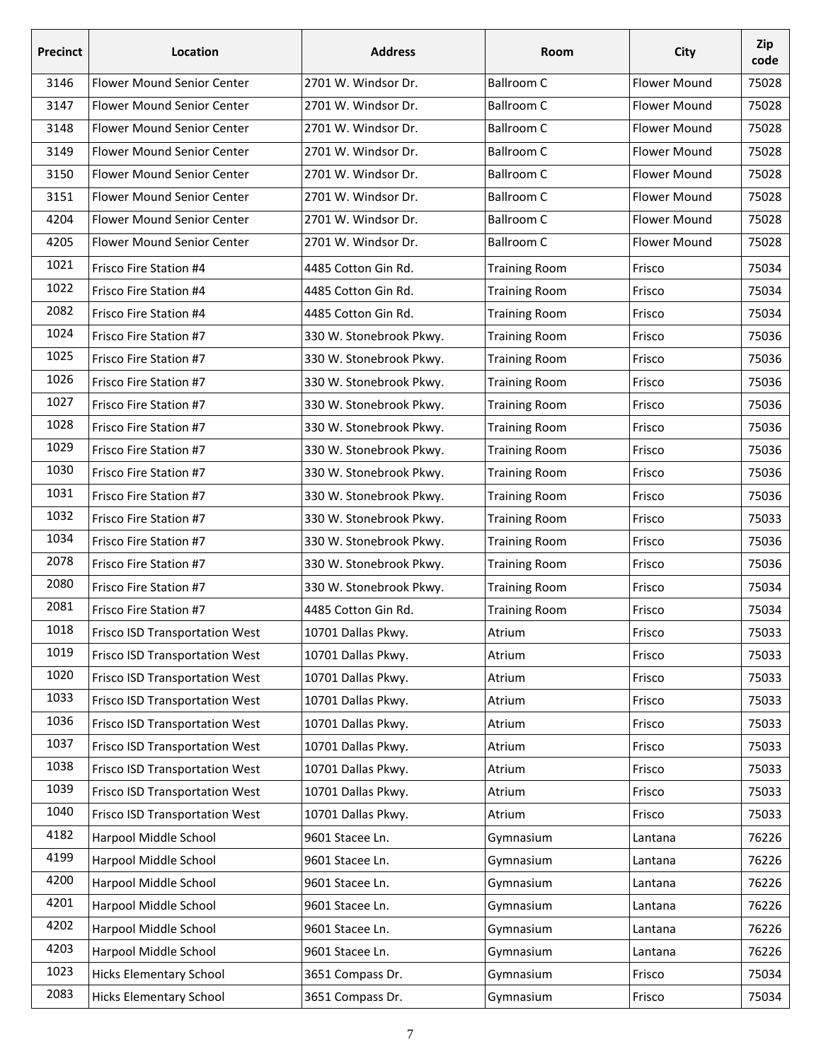| Precinct | Location | Address | Room | City | Zip code |
|---|---|---|---|---|---|
| 3146 | Flower Mound Senior Center | 2701 W. Windsor Dr. | Ballroom C | Flower Mound | 75028 |
| 3147 | Flower Mound Senior Center | 2701 W. Windsor Dr. | Ballroom C | Flower Mound | 75028 |
| 3148 | Flower Mound Senior Center | 2701 W. Windsor Dr. | Ballroom C | Flower Mound | 75028 |
| 3149 | Flower Mound Senior Center | 2701 W. Windsor Dr. | Ballroom C | Flower Mound | 75028 |
| 3150 | Flower Mound Senior Center | 2701 W. Windsor Dr. | Ballroom C | Flower Mound | 75028 |
| 3151 | Flower Mound Senior Center | 2701 W. Windsor Dr. | Ballroom C | Flower Mound | 75028 |
| 4204 | Flower Mound Senior Center | 2701 W. Windsor Dr. | Ballroom C | Flower Mound | 75028 |
| 4205 | Flower Mound Senior Center | 2701 W. Windsor Dr. | Ballroom C | Flower Mound | 75028 |
| 1021 | Frisco Fire Station #4 | 4485 Cotton Gin Rd. | Training Room | Frisco | 75034 |
| 1022 | Frisco Fire Station #4 | 4485 Cotton Gin Rd. | Training Room | Frisco | 75034 |
| 2082 | Frisco Fire Station #4 | 4485 Cotton Gin Rd. | Training Room | Frisco | 75034 |
| 1024 | Frisco Fire Station #7 | 330 W. Stonebrook Pkwy. | Training Room | Frisco | 75036 |
| 1025 | Frisco Fire Station #7 | 330 W. Stonebrook Pkwy. | Training Room | Frisco | 75036 |
| 1026 | Frisco Fire Station #7 | 330 W. Stonebrook Pkwy. | Training Room | Frisco | 75036 |
| 1027 | Frisco Fire Station #7 | 330 W. Stonebrook Pkwy. | Training Room | Frisco | 75036 |
| 1028 | Frisco Fire Station #7 | 330 W. Stonebrook Pkwy. | Training Room | Frisco | 75036 |
| 1029 | Frisco Fire Station #7 | 330 W. Stonebrook Pkwy. | Training Room | Frisco | 75036 |
| 1030 | Frisco Fire Station #7 | 330 W. Stonebrook Pkwy. | Training Room | Frisco | 75036 |
| 1031 | Frisco Fire Station #7 | 330 W. Stonebrook Pkwy. | Training Room | Frisco | 75036 |
| 1032 | Frisco Fire Station #7 | 330 W. Stonebrook Pkwy. | Training Room | Frisco | 75033 |
| 1034 | Frisco Fire Station #7 | 330 W. Stonebrook Pkwy. | Training Room | Frisco | 75036 |
| 2078 | Frisco Fire Station #7 | 330 W. Stonebrook Pkwy. | Training Room | Frisco | 75036 |
| 2080 | Frisco Fire Station #7 | 330 W. Stonebrook Pkwy. | Training Room | Frisco | 75034 |
| 2081 | Frisco Fire Station #7 | 4485 Cotton Gin Rd. | Training Room | Frisco | 75034 |
| 1018 | Frisco ISD Transportation West | 10701 Dallas Pkwy. | Atrium | Frisco | 75033 |
| 1019 | Frisco ISD Transportation West | 10701 Dallas Pkwy. | Atrium | Frisco | 75033 |
| 1020 | Frisco ISD Transportation West | 10701 Dallas Pkwy. | Atrium | Frisco | 75033 |
| 1033 | Frisco ISD Transportation West | 10701 Dallas Pkwy. | Atrium | Frisco | 75033 |
| 1036 | Frisco ISD Transportation West | 10701 Dallas Pkwy. | Atrium | Frisco | 75033 |
| 1037 | Frisco ISD Transportation West | 10701 Dallas Pkwy. | Atrium | Frisco | 75033 |
| 1038 | Frisco ISD Transportation West | 10701 Dallas Pkwy. | Atrium | Frisco | 75033 |
| 1039 | Frisco ISD Transportation West | 10701 Dallas Pkwy. | Atrium | Frisco | 75033 |
| 1040 | Frisco ISD Transportation West | 10701 Dallas Pkwy. | Atrium | Frisco | 75033 |
| 4182 | Harpool Middle School | 9601 Stacee Ln. | Gymnasium | Lantana | 76226 |
| 4199 | Harpool Middle School | 9601 Stacee Ln. | Gymnasium | Lantana | 76226 |
| 4200 | Harpool Middle School | 9601 Stacee Ln. | Gymnasium | Lantana | 76226 |
| 4201 | Harpool Middle School | 9601 Stacee Ln. | Gymnasium | Lantana | 76226 |
| 4202 | Harpool Middle School | 9601 Stacee Ln. | Gymnasium | Lantana | 76226 |
| 4203 | Harpool Middle School | 9601 Stacee Ln. | Gymnasium | Lantana | 76226 |
| 1023 | Hicks Elementary School | 3651 Compass Dr. | Gymnasium | Frisco | 75034 |
| 2083 | Hicks Elementary School | 3651 Compass Dr. | Gymnasium | Frisco | 75034 |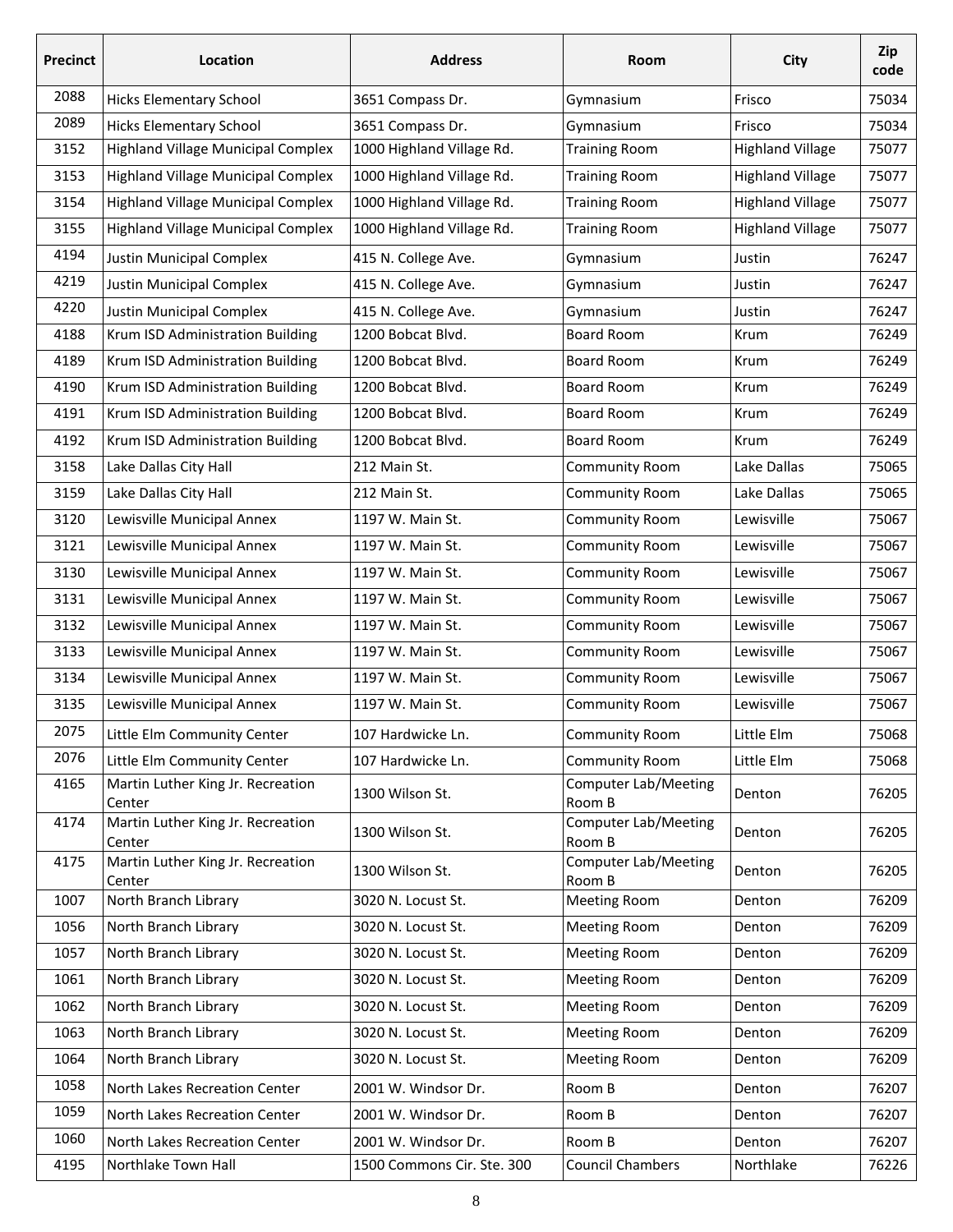| Precinct | Location | Address | Room | City | Zip code |
|---|---|---|---|---|---|
| 2088 | Hicks Elementary School | 3651 Compass Dr. | Gymnasium | Frisco | 75034 |
| 2089 | Hicks Elementary School | 3651 Compass Dr. | Gymnasium | Frisco | 75034 |
| 3152 | Highland Village Municipal Complex | 1000 Highland Village Rd. | Training Room | Highland Village | 75077 |
| 3153 | Highland Village Municipal Complex | 1000 Highland Village Rd. | Training Room | Highland Village | 75077 |
| 3154 | Highland Village Municipal Complex | 1000 Highland Village Rd. | Training Room | Highland Village | 75077 |
| 3155 | Highland Village Municipal Complex | 1000 Highland Village Rd. | Training Room | Highland Village | 75077 |
| 4194 | Justin Municipal Complex | 415 N. College Ave. | Gymnasium | Justin | 76247 |
| 4219 | Justin Municipal Complex | 415 N. College Ave. | Gymnasium | Justin | 76247 |
| 4220 | Justin Municipal Complex | 415 N. College Ave. | Gymnasium | Justin | 76247 |
| 4188 | Krum ISD Administration Building | 1200 Bobcat Blvd. | Board Room | Krum | 76249 |
| 4189 | Krum ISD Administration Building | 1200 Bobcat Blvd. | Board Room | Krum | 76249 |
| 4190 | Krum ISD Administration Building | 1200 Bobcat Blvd. | Board Room | Krum | 76249 |
| 4191 | Krum ISD Administration Building | 1200 Bobcat Blvd. | Board Room | Krum | 76249 |
| 4192 | Krum ISD Administration Building | 1200 Bobcat Blvd. | Board Room | Krum | 76249 |
| 3158 | Lake Dallas City Hall | 212 Main St. | Community Room | Lake Dallas | 75065 |
| 3159 | Lake Dallas City Hall | 212 Main St. | Community Room | Lake Dallas | 75065 |
| 3120 | Lewisville Municipal Annex | 1197 W. Main St. | Community Room | Lewisville | 75067 |
| 3121 | Lewisville Municipal Annex | 1197 W. Main St. | Community Room | Lewisville | 75067 |
| 3130 | Lewisville Municipal Annex | 1197 W. Main St. | Community Room | Lewisville | 75067 |
| 3131 | Lewisville Municipal Annex | 1197 W. Main St. | Community Room | Lewisville | 75067 |
| 3132 | Lewisville Municipal Annex | 1197 W. Main St. | Community Room | Lewisville | 75067 |
| 3133 | Lewisville Municipal Annex | 1197 W. Main St. | Community Room | Lewisville | 75067 |
| 3134 | Lewisville Municipal Annex | 1197 W. Main St. | Community Room | Lewisville | 75067 |
| 3135 | Lewisville Municipal Annex | 1197 W. Main St. | Community Room | Lewisville | 75067 |
| 2075 | Little Elm Community Center | 107 Hardwicke Ln. | Community Room | Little Elm | 75068 |
| 2076 | Little Elm Community Center | 107 Hardwicke Ln. | Community Room | Little Elm | 75068 |
| 4165 | Martin Luther King Jr. Recreation Center | 1300 Wilson St. | Computer Lab/Meeting Room B | Denton | 76205 |
| 4174 | Martin Luther King Jr. Recreation Center | 1300 Wilson St. | Computer Lab/Meeting Room B | Denton | 76205 |
| 4175 | Martin Luther King Jr. Recreation Center | 1300 Wilson St. | Computer Lab/Meeting Room B | Denton | 76205 |
| 1007 | North Branch Library | 3020 N. Locust St. | Meeting Room | Denton | 76209 |
| 1056 | North Branch Library | 3020 N. Locust St. | Meeting Room | Denton | 76209 |
| 1057 | North Branch Library | 3020 N. Locust St. | Meeting Room | Denton | 76209 |
| 1061 | North Branch Library | 3020 N. Locust St. | Meeting Room | Denton | 76209 |
| 1062 | North Branch Library | 3020 N. Locust St. | Meeting Room | Denton | 76209 |
| 1063 | North Branch Library | 3020 N. Locust St. | Meeting Room | Denton | 76209 |
| 1064 | North Branch Library | 3020 N. Locust St. | Meeting Room | Denton | 76209 |
| 1058 | North Lakes Recreation Center | 2001 W. Windsor Dr. | Room B | Denton | 76207 |
| 1059 | North Lakes Recreation Center | 2001 W. Windsor Dr. | Room B | Denton | 76207 |
| 1060 | North Lakes Recreation Center | 2001 W. Windsor Dr. | Room B | Denton | 76207 |
| 4195 | Northlake Town Hall | 1500 Commons Cir. Ste. 300 | Council Chambers | Northlake | 76226 |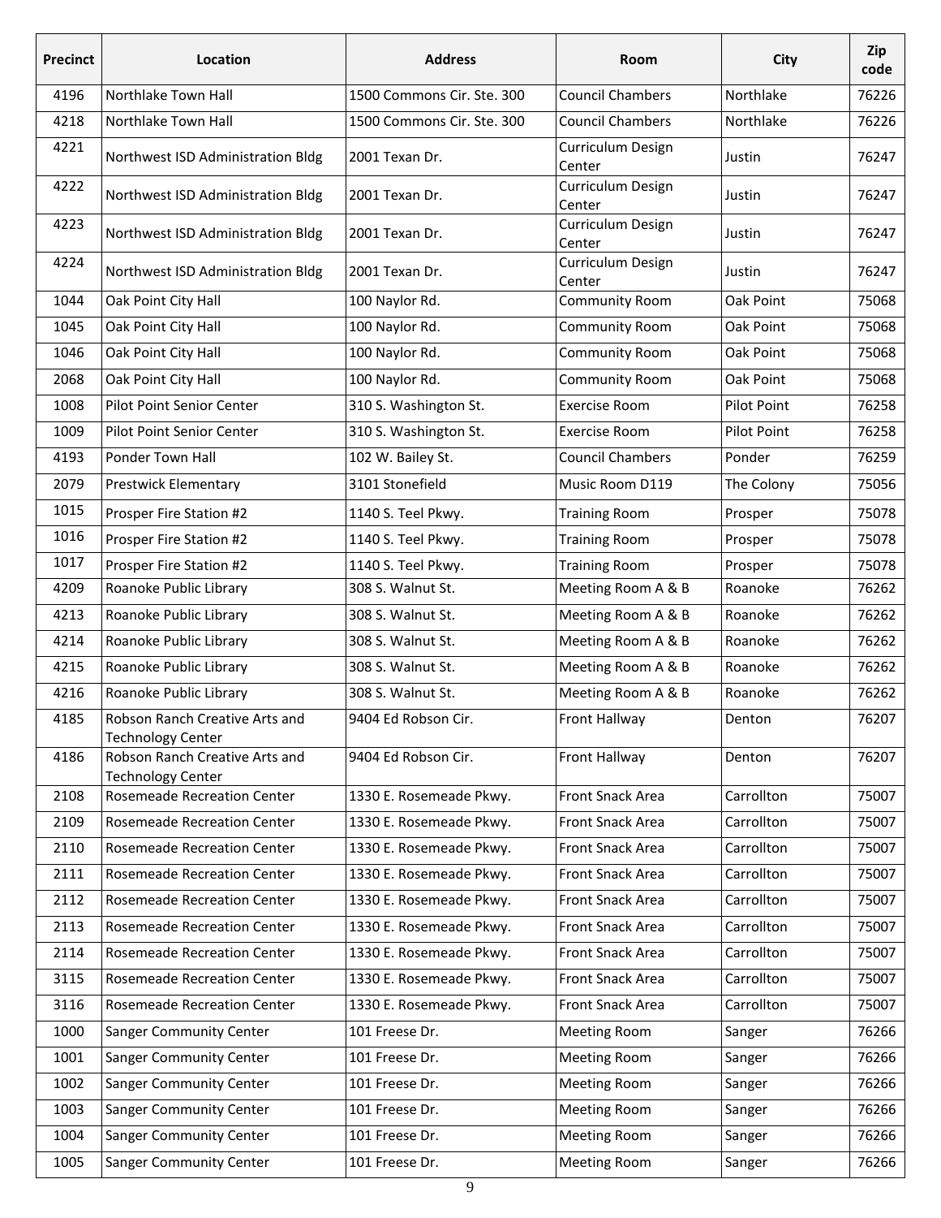| Precinct | Location | Address | Room | City | Zip code |
|---|---|---|---|---|---|
| 4196 | Northlake Town Hall | 1500 Commons Cir. Ste. 300 | Council Chambers | Northlake | 76226 |
| 4218 | Northlake Town Hall | 1500 Commons Cir. Ste. 300 | Council Chambers | Northlake | 76226 |
| 4221 | Northwest ISD Administration Bldg | 2001 Texan Dr. | Curriculum Design Center | Justin | 76247 |
| 4222 | Northwest ISD Administration Bldg | 2001 Texan Dr. | Curriculum Design Center | Justin | 76247 |
| 4223 | Northwest ISD Administration Bldg | 2001 Texan Dr. | Curriculum Design Center | Justin | 76247 |
| 4224 | Northwest ISD Administration Bldg | 2001 Texan Dr. | Curriculum Design Center | Justin | 76247 |
| 1044 | Oak Point City Hall | 100 Naylor Rd. | Community Room | Oak Point | 75068 |
| 1045 | Oak Point City Hall | 100 Naylor Rd. | Community Room | Oak Point | 75068 |
| 1046 | Oak Point City Hall | 100 Naylor Rd. | Community Room | Oak Point | 75068 |
| 2068 | Oak Point City Hall | 100 Naylor Rd. | Community Room | Oak Point | 75068 |
| 1008 | Pilot Point Senior Center | 310 S. Washington St. | Exercise Room | Pilot Point | 76258 |
| 1009 | Pilot Point Senior Center | 310 S. Washington St. | Exercise Room | Pilot Point | 76258 |
| 4193 | Ponder Town Hall | 102 W. Bailey St. | Council Chambers | Ponder | 76259 |
| 2079 | Prestwick Elementary | 3101 Stonefield | Music Room D119 | The Colony | 75056 |
| 1015 | Prosper Fire Station #2 | 1140 S. Teel Pkwy. | Training Room | Prosper | 75078 |
| 1016 | Prosper Fire Station #2 | 1140 S. Teel Pkwy. | Training Room | Prosper | 75078 |
| 1017 | Prosper Fire Station #2 | 1140 S. Teel Pkwy. | Training Room | Prosper | 75078 |
| 4209 | Roanoke Public Library | 308 S. Walnut St. | Meeting Room A & B | Roanoke | 76262 |
| 4213 | Roanoke Public Library | 308 S. Walnut St. | Meeting Room A & B | Roanoke | 76262 |
| 4214 | Roanoke Public Library | 308 S. Walnut St. | Meeting Room A & B | Roanoke | 76262 |
| 4215 | Roanoke Public Library | 308 S. Walnut St. | Meeting Room A & B | Roanoke | 76262 |
| 4216 | Roanoke Public Library | 308 S. Walnut St. | Meeting Room A & B | Roanoke | 76262 |
| 4185 | Robson Ranch Creative Arts and Technology Center | 9404 Ed Robson Cir. | Front Hallway | Denton | 76207 |
| 4186 | Robson Ranch Creative Arts and Technology Center | 9404 Ed Robson Cir. | Front Hallway | Denton | 76207 |
| 2108 | Rosemeade Recreation Center | 1330 E. Rosemeade Pkwy. | Front Snack Area | Carrollton | 75007 |
| 2109 | Rosemeade Recreation Center | 1330 E. Rosemeade Pkwy. | Front Snack Area | Carrollton | 75007 |
| 2110 | Rosemeade Recreation Center | 1330 E. Rosemeade Pkwy. | Front Snack Area | Carrollton | 75007 |
| 2111 | Rosemeade Recreation Center | 1330 E. Rosemeade Pkwy. | Front Snack Area | Carrollton | 75007 |
| 2112 | Rosemeade Recreation Center | 1330 E. Rosemeade Pkwy. | Front Snack Area | Carrollton | 75007 |
| 2113 | Rosemeade Recreation Center | 1330 E. Rosemeade Pkwy. | Front Snack Area | Carrollton | 75007 |
| 2114 | Rosemeade Recreation Center | 1330 E. Rosemeade Pkwy. | Front Snack Area | Carrollton | 75007 |
| 3115 | Rosemeade Recreation Center | 1330 E. Rosemeade Pkwy. | Front Snack Area | Carrollton | 75007 |
| 3116 | Rosemeade Recreation Center | 1330 E. Rosemeade Pkwy. | Front Snack Area | Carrollton | 75007 |
| 1000 | Sanger Community Center | 101 Freese Dr. | Meeting Room | Sanger | 76266 |
| 1001 | Sanger Community Center | 101 Freese Dr. | Meeting Room | Sanger | 76266 |
| 1002 | Sanger Community Center | 101 Freese Dr. | Meeting Room | Sanger | 76266 |
| 1003 | Sanger Community Center | 101 Freese Dr. | Meeting Room | Sanger | 76266 |
| 1004 | Sanger Community Center | 101 Freese Dr. | Meeting Room | Sanger | 76266 |
| 1005 | Sanger Community Center | 101 Freese Dr. | Meeting Room | Sanger | 76266 |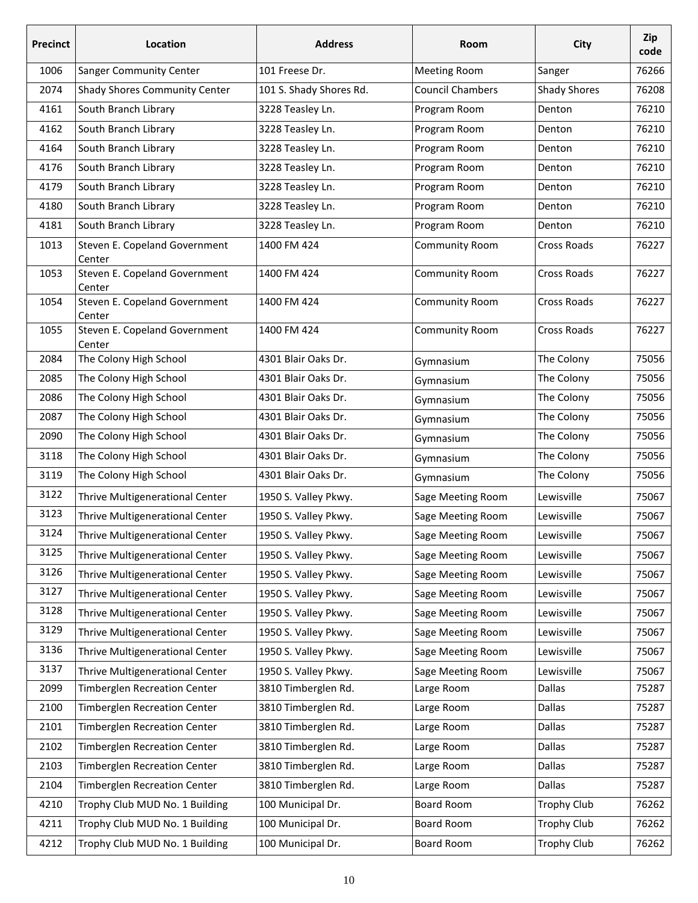| Precinct | Location | Address | Room | City | Zip code |
|---|---|---|---|---|---|
| 1006 | Sanger Community Center | 101 Freese Dr. | Meeting Room | Sanger | 76266 |
| 2074 | Shady Shores Community Center | 101 S. Shady Shores Rd. | Council Chambers | Shady Shores | 76208 |
| 4161 | South Branch Library | 3228 Teasley Ln. | Program Room | Denton | 76210 |
| 4162 | South Branch Library | 3228 Teasley Ln. | Program Room | Denton | 76210 |
| 4164 | South Branch Library | 3228 Teasley Ln. | Program Room | Denton | 76210 |
| 4176 | South Branch Library | 3228 Teasley Ln. | Program Room | Denton | 76210 |
| 4179 | South Branch Library | 3228 Teasley Ln. | Program Room | Denton | 76210 |
| 4180 | South Branch Library | 3228 Teasley Ln. | Program Room | Denton | 76210 |
| 4181 | South Branch Library | 3228 Teasley Ln. | Program Room | Denton | 76210 |
| 1013 | Steven E. Copeland Government Center | 1400 FM 424 | Community Room | Cross Roads | 76227 |
| 1053 | Steven E. Copeland Government Center | 1400 FM 424 | Community Room | Cross Roads | 76227 |
| 1054 | Steven E. Copeland Government Center | 1400 FM 424 | Community Room | Cross Roads | 76227 |
| 1055 | Steven E. Copeland Government Center | 1400 FM 424 | Community Room | Cross Roads | 76227 |
| 2084 | The Colony High School | 4301 Blair Oaks Dr. | Gymnasium | The Colony | 75056 |
| 2085 | The Colony High School | 4301 Blair Oaks Dr. | Gymnasium | The Colony | 75056 |
| 2086 | The Colony High School | 4301 Blair Oaks Dr. | Gymnasium | The Colony | 75056 |
| 2087 | The Colony High School | 4301 Blair Oaks Dr. | Gymnasium | The Colony | 75056 |
| 2090 | The Colony High School | 4301 Blair Oaks Dr. | Gymnasium | The Colony | 75056 |
| 3118 | The Colony High School | 4301 Blair Oaks Dr. | Gymnasium | The Colony | 75056 |
| 3119 | The Colony High School | 4301 Blair Oaks Dr. | Gymnasium | The Colony | 75056 |
| 3122 | Thrive Multigenerational Center | 1950 S. Valley Pkwy. | Sage Meeting Room | Lewisville | 75067 |
| 3123 | Thrive Multigenerational Center | 1950 S. Valley Pkwy. | Sage Meeting Room | Lewisville | 75067 |
| 3124 | Thrive Multigenerational Center | 1950 S. Valley Pkwy. | Sage Meeting Room | Lewisville | 75067 |
| 3125 | Thrive Multigenerational Center | 1950 S. Valley Pkwy. | Sage Meeting Room | Lewisville | 75067 |
| 3126 | Thrive Multigenerational Center | 1950 S. Valley Pkwy. | Sage Meeting Room | Lewisville | 75067 |
| 3127 | Thrive Multigenerational Center | 1950 S. Valley Pkwy. | Sage Meeting Room | Lewisville | 75067 |
| 3128 | Thrive Multigenerational Center | 1950 S. Valley Pkwy. | Sage Meeting Room | Lewisville | 75067 |
| 3129 | Thrive Multigenerational Center | 1950 S. Valley Pkwy. | Sage Meeting Room | Lewisville | 75067 |
| 3136 | Thrive Multigenerational Center | 1950 S. Valley Pkwy. | Sage Meeting Room | Lewisville | 75067 |
| 3137 | Thrive Multigenerational Center | 1950 S. Valley Pkwy. | Sage Meeting Room | Lewisville | 75067 |
| 2099 | Timberglen Recreation Center | 3810 Timberglen Rd. | Large Room | Dallas | 75287 |
| 2100 | Timberglen Recreation Center | 3810 Timberglen Rd. | Large Room | Dallas | 75287 |
| 2101 | Timberglen Recreation Center | 3810 Timberglen Rd. | Large Room | Dallas | 75287 |
| 2102 | Timberglen Recreation Center | 3810 Timberglen Rd. | Large Room | Dallas | 75287 |
| 2103 | Timberglen Recreation Center | 3810 Timberglen Rd. | Large Room | Dallas | 75287 |
| 2104 | Timberglen Recreation Center | 3810 Timberglen Rd. | Large Room | Dallas | 75287 |
| 4210 | Trophy Club MUD No. 1 Building | 100 Municipal Dr. | Board Room | Trophy Club | 76262 |
| 4211 | Trophy Club MUD No. 1 Building | 100 Municipal Dr. | Board Room | Trophy Club | 76262 |
| 4212 | Trophy Club MUD No. 1 Building | 100 Municipal Dr. | Board Room | Trophy Club | 76262 |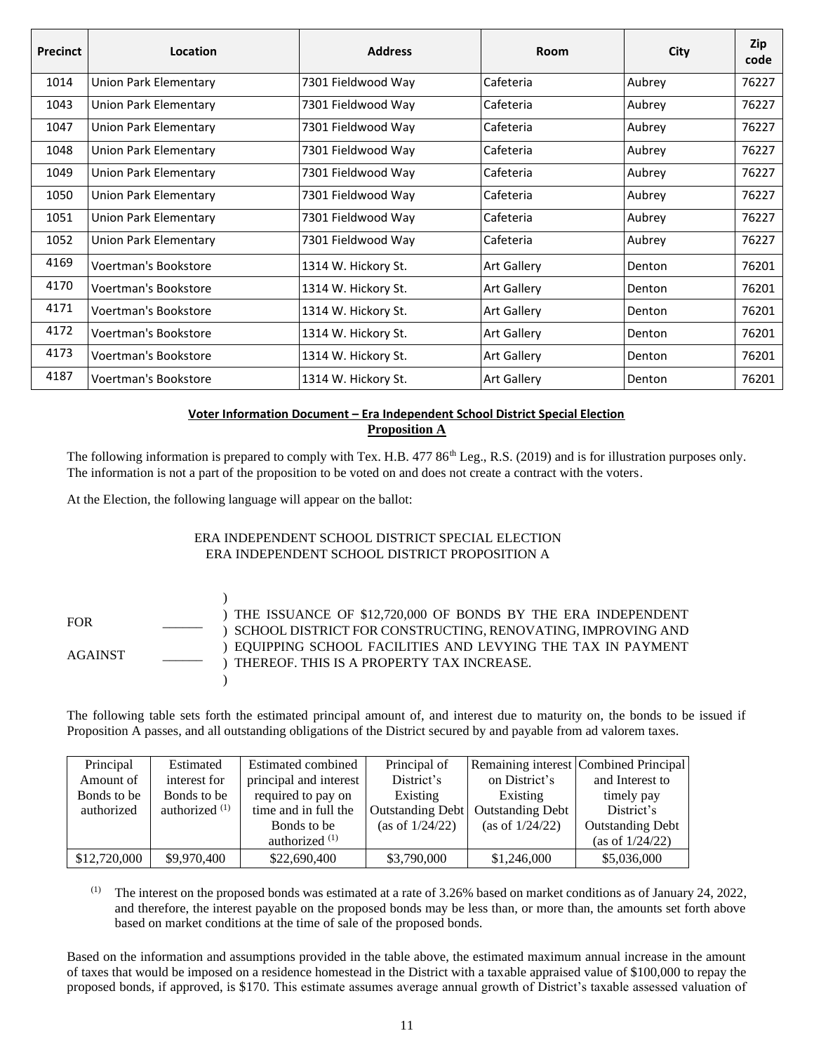| Precinct | Location | Address | Room | City | Zip code |
|---|---|---|---|---|---|
| 1014 | Union Park Elementary | 7301 Fieldwood Way | Cafeteria | Aubrey | 76227 |
| 1043 | Union Park Elementary | 7301 Fieldwood Way | Cafeteria | Aubrey | 76227 |
| 1047 | Union Park Elementary | 7301 Fieldwood Way | Cafeteria | Aubrey | 76227 |
| 1048 | Union Park Elementary | 7301 Fieldwood Way | Cafeteria | Aubrey | 76227 |
| 1049 | Union Park Elementary | 7301 Fieldwood Way | Cafeteria | Aubrey | 76227 |
| 1050 | Union Park Elementary | 7301 Fieldwood Way | Cafeteria | Aubrey | 76227 |
| 1051 | Union Park Elementary | 7301 Fieldwood Way | Cafeteria | Aubrey | 76227 |
| 1052 | Union Park Elementary | 7301 Fieldwood Way | Cafeteria | Aubrey | 76227 |
| 4169 | Voertman's Bookstore | 1314 W. Hickory St. | Art Gallery | Denton | 76201 |
| 4170 | Voertman's Bookstore | 1314 W. Hickory St. | Art Gallery | Denton | 76201 |
| 4171 | Voertman's Bookstore | 1314 W. Hickory St. | Art Gallery | Denton | 76201 |
| 4172 | Voertman's Bookstore | 1314 W. Hickory St. | Art Gallery | Denton | 76201 |
| 4173 | Voertman's Bookstore | 1314 W. Hickory St. | Art Gallery | Denton | 76201 |
| 4187 | Voertman's Bookstore | 1314 W. Hickory St. | Art Gallery | Denton | 76201 |

## Voter Information Document – Era Independent School District Special Election

**Proposition A**

The following information is prepared to comply with Tex. H.B. 477 86th Leg., R.S. (2019) and is for illustration purposes only. The information is not a part of the proposition to be voted on and does not create a contract with the voters.

At the Election, the following language will appear on the ballot:

ERA INDEPENDENT SCHOOL DISTRICT SPECIAL ELECTION
ERA INDEPENDENT SCHOOL DISTRICT PROPOSITION A

FOR ______

AGAINST ______

THE ISSUANCE OF $12,720,000 OF BONDS BY THE ERA INDEPENDENT SCHOOL DISTRICT FOR CONSTRUCTING, RENOVATING, IMPROVING AND EQUIPPING SCHOOL FACILITIES AND LEVYING THE TAX IN PAYMENT THEREOF. THIS IS A PROPERTY TAX INCREASE.

The following table sets forth the estimated principal amount of, and interest due to maturity on, the bonds to be issued if Proposition A passes, and all outstanding obligations of the District secured by and payable from ad valorem taxes.

| Principal Amount of Bonds to be authorized | Estimated interest for Bonds to be authorized (1) | Estimated combined principal and interest required to pay on time and in full the Bonds to be authorized (1) | Principal of District's Existing Outstanding Debt (as of 1/24/22) | Remaining interest on District's Existing Outstanding Debt (as of 1/24/22) | Combined Principal and Interest to timely pay District's Outstanding Debt (as of 1/24/22) |
|---|---|---|---|---|---|
| $12,720,000 | $9,970,400 | $22,690,400 | $3,790,000 | $1,246,000 | $5,036,000 |

(1) The interest on the proposed bonds was estimated at a rate of 3.26% based on market conditions as of January 24, 2022, and therefore, the interest payable on the proposed bonds may be less than, or more than, the amounts set forth above based on market conditions at the time of sale of the proposed bonds.

Based on the information and assumptions provided in the table above, the estimated maximum annual increase in the amount of taxes that would be imposed on a residence homestead in the District with a taxable appraised value of $100,000 to repay the proposed bonds, if approved, is $170. This estimate assumes average annual growth of District's taxable assessed valuation of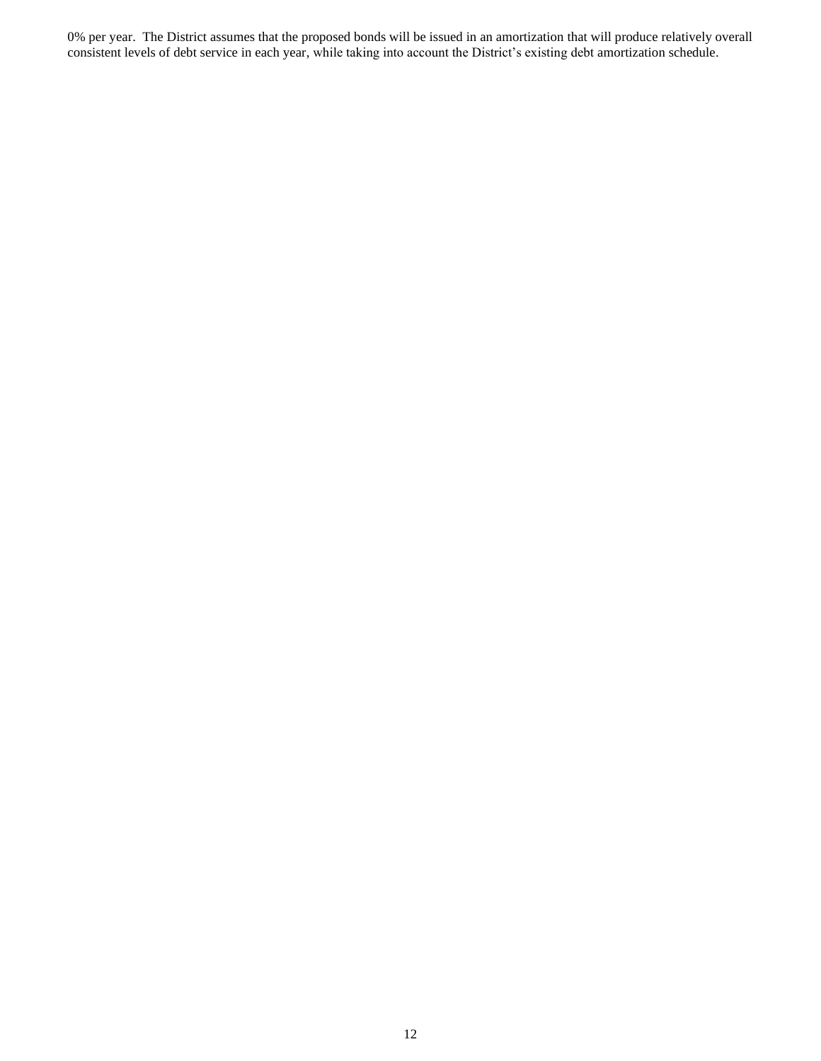0% per year. The District assumes that the proposed bonds will be issued in an amortization that will produce relatively overall consistent levels of debt service in each year, while taking into account the District's existing debt amortization schedule.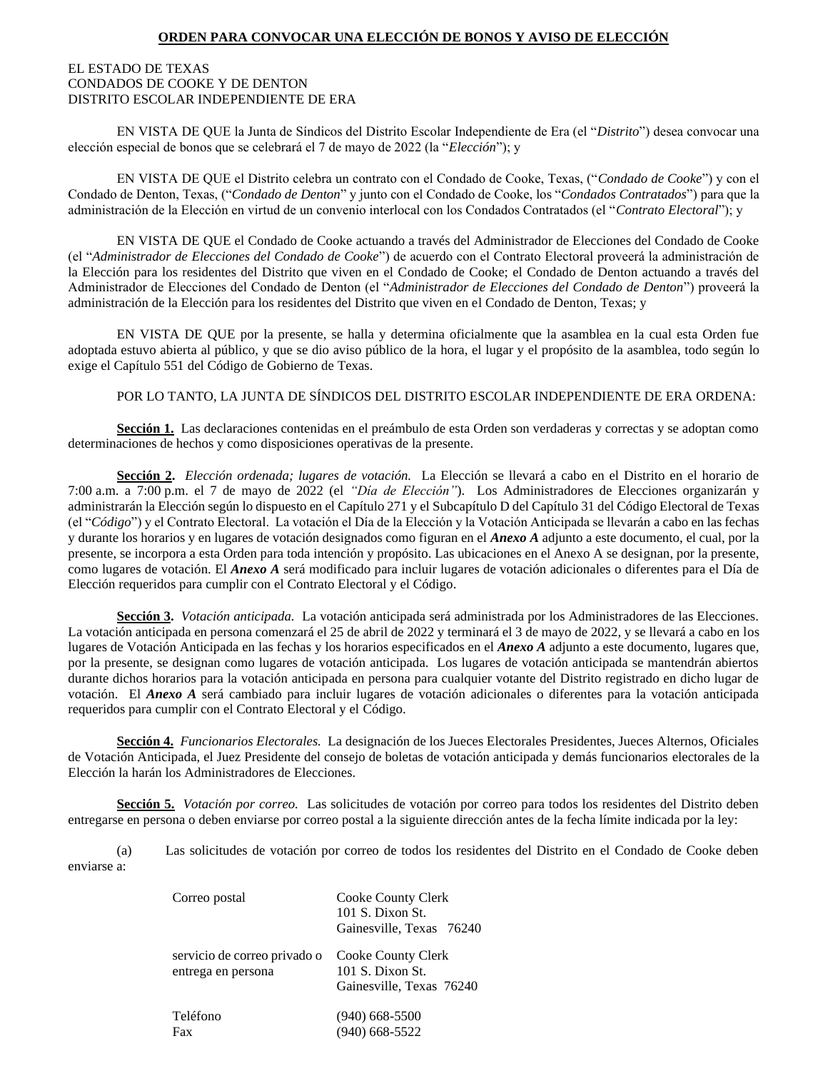## ORDEN PARA CONVOCAR UNA ELECCIÓN DE BONOS Y AVISO DE ELECCIÓN

EL ESTADO DE TEXAS
CONDADOS DE COOKE Y DE DENTON
DISTRITO ESCOLAR INDEPENDIENTE DE ERA

EN VISTA DE QUE la Junta de Síndicos del Distrito Escolar Independiente de Era (el "*Distrito*") desea convocar una elección especial de bonos que se celebrará el 7 de mayo de 2022 (la "*Elección*"); y

EN VISTA DE QUE el Distrito celebra un contrato con el Condado de Cooke, Texas, ("*Condado de Cooke*") y con el Condado de Denton, Texas, ("*Condado de Denton*" y junto con el Condado de Cooke, los "*Condados Contratados*") para que la administración de la Elección en virtud de un convenio interlocal con los Condados Contratados (el "*Contrato Electoral*"); y

EN VISTA DE QUE el Condado de Cooke actuando a través del Administrador de Elecciones del Condado de Cooke (el "*Administrador de Elecciones del Condado de Cooke*") de acuerdo con el Contrato Electoral proveerá la administración de la Elección para los residentes del Distrito que viven en el Condado de Cooke; el Condado de Denton actuando a través del Administrador de Elecciones del Condado de Denton (el "*Administrador de Elecciones del Condado de Denton*") proveerá la administración de la Elección para los residentes del Distrito que viven en el Condado de Denton, Texas; y

EN VISTA DE QUE por la presente, se halla y determina oficialmente que la asamblea en la cual esta Orden fue adoptada estuvo abierta al público, y que se dio aviso público de la hora, el lugar y el propósito de la asamblea, todo según lo exige el Capítulo 551 del Código de Gobierno de Texas.

POR LO TANTO, LA JUNTA DE SÍNDICOS DEL DISTRITO ESCOLAR INDEPENDIENTE DE ERA ORDENA:

**Sección 1.** Las declaraciones contenidas en el preámbulo de esta Orden son verdaderas y correctas y se adoptan como determinaciones de hechos y como disposiciones operativas de la presente.

**Sección 2.** *Elección ordenada; lugares de votación.* La Elección se llevará a cabo en el Distrito en el horario de 7:00 a.m. a 7:00 p.m. el 7 de mayo de 2022 (el *"Día de Elección"*). Los Administradores de Elecciones organizarán y administrarán la Elección según lo dispuesto en el Capítulo 271 y el Subcapítulo D del Capítulo 31 del Código Electoral de Texas (el "*Código*") y el Contrato Electoral. La votación el Día de la Elección y la Votación Anticipada se llevarán a cabo en las fechas y durante los horarios y en lugares de votación designados como figuran en el ***Anexo A*** adjunto a este documento, el cual, por la presente, se incorpora a esta Orden para toda intención y propósito. Las ubicaciones en el Anexo A se designan, por la presente, como lugares de votación. El ***Anexo A*** será modificado para incluir lugares de votación adicionales o diferentes para el Día de Elección requeridos para cumplir con el Contrato Electoral y el Código.

**Sección 3.** *Votación anticipada.* La votación anticipada será administrada por los Administradores de las Elecciones. La votación anticipada en persona comenzará el 25 de abril de 2022 y terminará el 3 de mayo de 2022, y se llevará a cabo en los lugares de Votación Anticipada en las fechas y los horarios especificados en el ***Anexo A*** adjunto a este documento, lugares que, por la presente, se designan como lugares de votación anticipada. Los lugares de votación anticipada se mantendrán abiertos durante dichos horarios para la votación anticipada en persona para cualquier votante del Distrito registrado en dicho lugar de votación. El ***Anexo A*** será cambiado para incluir lugares de votación adicionales o diferentes para la votación anticipada requeridos para cumplir con el Contrato Electoral y el Código.

**Sección 4.** *Funcionarios Electorales.* La designación de los Jueces Electorales Presidentes, Jueces Alternos, Oficiales de Votación Anticipada, el Juez Presidente del consejo de boletas de votación anticipada y demás funcionarios electorales de la Elección la harán los Administradores de Elecciones.

**Sección 5.** *Votación por correo.* Las solicitudes de votación por correo para todos los residentes del Distrito deben entregarse en persona o deben enviarse por correo postal a la siguiente dirección antes de la fecha límite indicada por la ley:

(a) Las solicitudes de votación por correo de todos los residentes del Distrito en el Condado de Cooke deben enviarse a:

| | |
|---|---|
| Correo postal | Cooke County Clerk<br>101 S. Dixon St.<br>Gainesville, Texas 76240 |
| servicio de correo privado o entrega en persona | Cooke County Clerk<br>101 S. Dixon St.<br>Gainesville, Texas 76240 |
| Teléfono | (940) 668-5500 |
| Fax | (940) 668-5522 |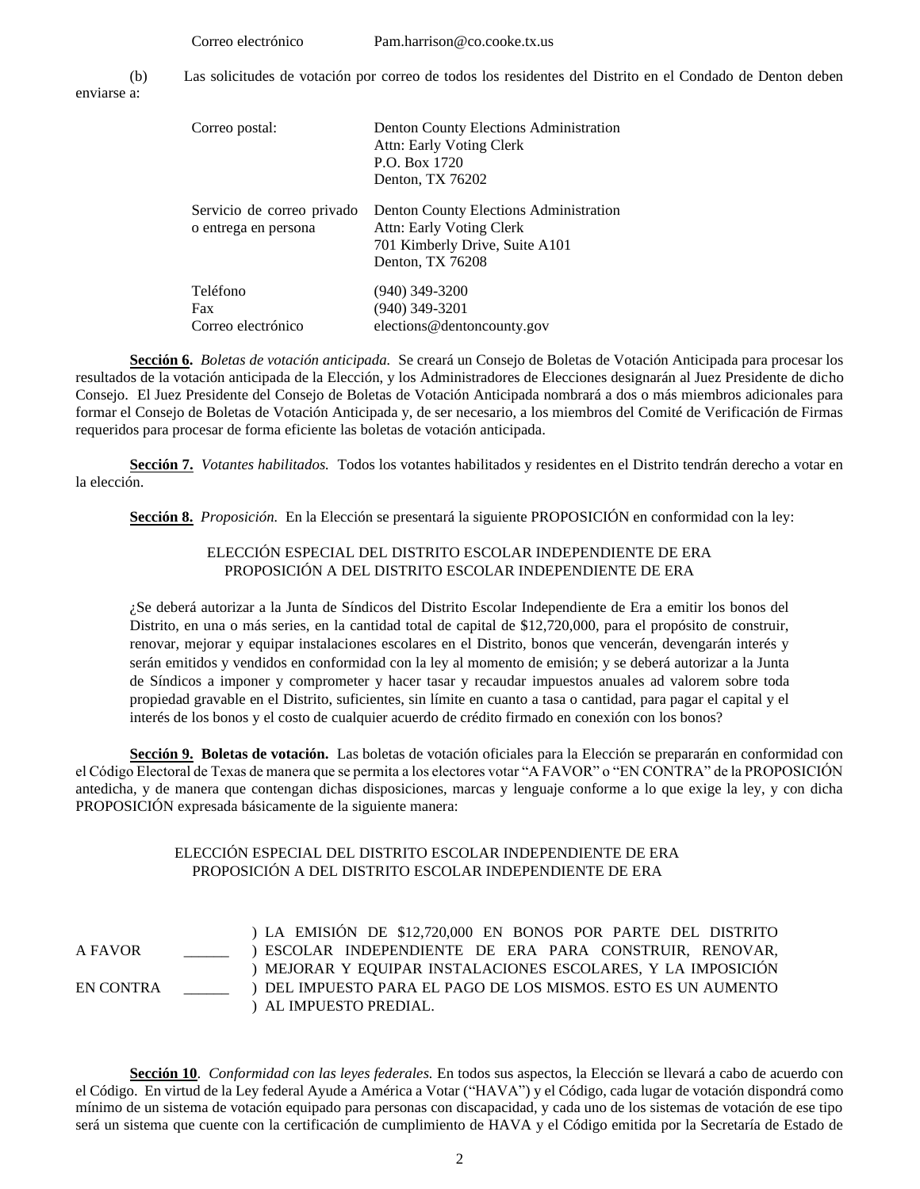| | |
|---|---|
| Correo electrónico | Pam.harrison@co.cooke.tx.us |

(b) Las solicitudes de votación por correo de todos los residentes del Distrito en el Condado de Denton deben enviarse a:

| | |
|---|---|
| Correo postal: | Denton County Elections Administration<br>Attn: Early Voting Clerk<br>P.O. Box 1720<br>Denton, TX 76202 |
| Servicio de correo privado o entrega en persona | Denton County Elections Administration<br>Attn: Early Voting Clerk<br>701 Kimberly Drive, Suite A101<br>Denton, TX 76208 |
| Teléfono | (940) 349-3200 |
| Fax | (940) 349-3201 |
| Correo electrónico | elections@dentoncounty.gov |

**Sección 6.** *Boletas de votación anticipada.* Se creará un Consejo de Boletas de Votación Anticipada para procesar los resultados de la votación anticipada de la Elección, y los Administradores de Elecciones designarán al Juez Presidente de dicho Consejo. El Juez Presidente del Consejo de Boletas de Votación Anticipada nombrará a dos o más miembros adicionales para formar el Consejo de Boletas de Votación Anticipada y, de ser necesario, a los miembros del Comité de Verificación de Firmas requeridos para procesar de forma eficiente las boletas de votación anticipada.

**Sección 7.** *Votantes habilitados.* Todos los votantes habilitados y residentes en el Distrito tendrán derecho a votar en la elección.

**Sección 8.** *Proposición.* En la Elección se presentará la siguiente PROPOSICIÓN en conformidad con la ley:

ELECCIÓN ESPECIAL DEL DISTRITO ESCOLAR INDEPENDIENTE DE ERA
PROPOSICIÓN A DEL DISTRITO ESCOLAR INDEPENDIENTE DE ERA

¿Se deberá autorizar a la Junta de Síndicos del Distrito Escolar Independiente de Era a emitir los bonos del Distrito, en una o más series, en la cantidad total de capital de $12,720,000, para el propósito de construir, renovar, mejorar y equipar instalaciones escolares en el Distrito, bonos que vencerán, devengarán interés y serán emitidos y vendidos en conformidad con la ley al momento de emisión; y se deberá autorizar a la Junta de Síndicos a imponer y comprometer y hacer tasar y recaudar impuestos anuales ad valorem sobre toda propiedad gravable en el Distrito, suficientes, sin límite en cuanto a tasa o cantidad, para pagar el capital y el interés de los bonos y el costo de cualquier acuerdo de crédito firmado en conexión con los bonos?

**Sección 9. Boletas de votación.** Las boletas de votación oficiales para la Elección se prepararán en conformidad con el Código Electoral de Texas de manera que se permita a los electores votar "A FAVOR" o "EN CONTRA" de la PROPOSICIÓN antedicha, y de manera que contengan dichas disposiciones, marcas y lenguaje conforme a lo que exige la ley, y con dicha PROPOSICIÓN expresada básicamente de la siguiente manera:

ELECCIÓN ESPECIAL DEL DISTRITO ESCOLAR INDEPENDIENTE DE ERA
PROPOSICIÓN A DEL DISTRITO ESCOLAR INDEPENDIENTE DE ERA

| | | |
|---|---|---|
| A FAVOR | ______ | ) LA EMISIÓN DE $12,720,000 EN BONOS POR PARTE DEL DISTRITO ESCOLAR INDEPENDIENTE DE ERA PARA CONSTRUIR, RENOVAR, MEJORAR Y EQUIPAR INSTALACIONES ESCOLARES, Y LA IMPOSICIÓN DEL IMPUESTO PARA EL PAGO DE LOS MISMOS. ESTO ES UN AUMENTO AL IMPUESTO PREDIAL. |
| EN CONTRA | ______ | |

**Sección 10**. *Conformidad con las leyes federales.* En todos sus aspectos, la Elección se llevará a cabo de acuerdo con el Código. En virtud de la Ley federal Ayude a América a Votar ("HAVA") y el Código, cada lugar de votación dispondrá como mínimo de un sistema de votación equipado para personas con discapacidad, y cada uno de los sistemas de votación de ese tipo será un sistema que cuente con la certificación de cumplimiento de HAVA y el Código emitida por la Secretaría de Estado de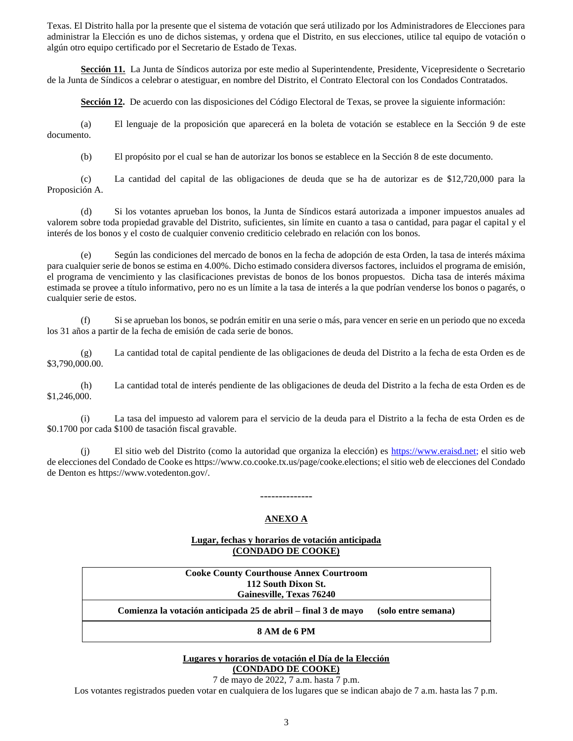Texas. El Distrito halla por la presente que el sistema de votación que será utilizado por los Administradores de Elecciones para administrar la Elección es uno de dichos sistemas, y ordena que el Distrito, en sus elecciones, utilice tal equipo de votación o algún otro equipo certificado por el Secretario de Estado de Texas.

**Sección 11.** La Junta de Síndicos autoriza por este medio al Superintendente, Presidente, Vicepresidente o Secretario de la Junta de Síndicos a celebrar o atestiguar, en nombre del Distrito, el Contrato Electoral con los Condados Contratados.

**Sección 12.** De acuerdo con las disposiciones del Código Electoral de Texas, se provee la siguiente información:

(a) El lenguaje de la proposición que aparecerá en la boleta de votación se establece en la Sección 9 de este documento.

(b) El propósito por el cual se han de autorizar los bonos se establece en la Sección 8 de este documento.

(c) La cantidad del capital de las obligaciones de deuda que se ha de autorizar es de $12,720,000 para la Proposición A.

(d) Si los votantes aprueban los bonos, la Junta de Síndicos estará autorizada a imponer impuestos anuales ad valorem sobre toda propiedad gravable del Distrito, suficientes, sin límite en cuanto a tasa o cantidad, para pagar el capital y el interés de los bonos y el costo de cualquier convenio crediticio celebrado en relación con los bonos.

(e) Según las condiciones del mercado de bonos en la fecha de adopción de esta Orden, la tasa de interés máxima para cualquier serie de bonos se estima en 4.00%. Dicho estimado considera diversos factores, incluidos el programa de emisión, el programa de vencimiento y las clasificaciones previstas de bonos de los bonos propuestos. Dicha tasa de interés máxima estimada se provee a título informativo, pero no es un límite a la tasa de interés a la que podrían venderse los bonos o pagarés, o cualquier serie de estos.

(f) Si se aprueban los bonos, se podrán emitir en una serie o más, para vencer en serie en un periodo que no exceda los 31 años a partir de la fecha de emisión de cada serie de bonos.

(g) La cantidad total de capital pendiente de las obligaciones de deuda del Distrito a la fecha de esta Orden es de $3,790,000.00.

(h) La cantidad total de interés pendiente de las obligaciones de deuda del Distrito a la fecha de esta Orden es de $1,246,000.

(i) La tasa del impuesto ad valorem para el servicio de la deuda para el Distrito a la fecha de esta Orden es de $0.1700 por cada $100 de tasación fiscal gravable.

(j) El sitio web del Distrito (como la autoridad que organiza la elección) es https://www.eraisd.net; el sitio web de elecciones del Condado de Cooke es https://www.co.cooke.tx.us/page/cooke.elections; el sitio web de elecciones del Condado de Denton es https://www.votedenton.gov/.

--------------

## ANEXO A

### Lugar, fechas y horarios de votación anticipada (CONDADO DE COOKE)

| Cooke County Courthouse Annex Courtroom<br>112 South Dixon St.<br>Gainesville, Texas 76240 |
|---|
| **Comienza la votación anticipada 25 de abril – final 3 de mayo (solo entre semana)** |
| **8 AM de 6 PM** |

### Lugares y horarios de votación el Día de la Elección (CONDADO DE COOKE)

7 de mayo de 2022, 7 a.m. hasta 7 p.m.

Los votantes registrados pueden votar en cualquiera de los lugares que se indican abajo de 7 a.m. hasta las 7 p.m.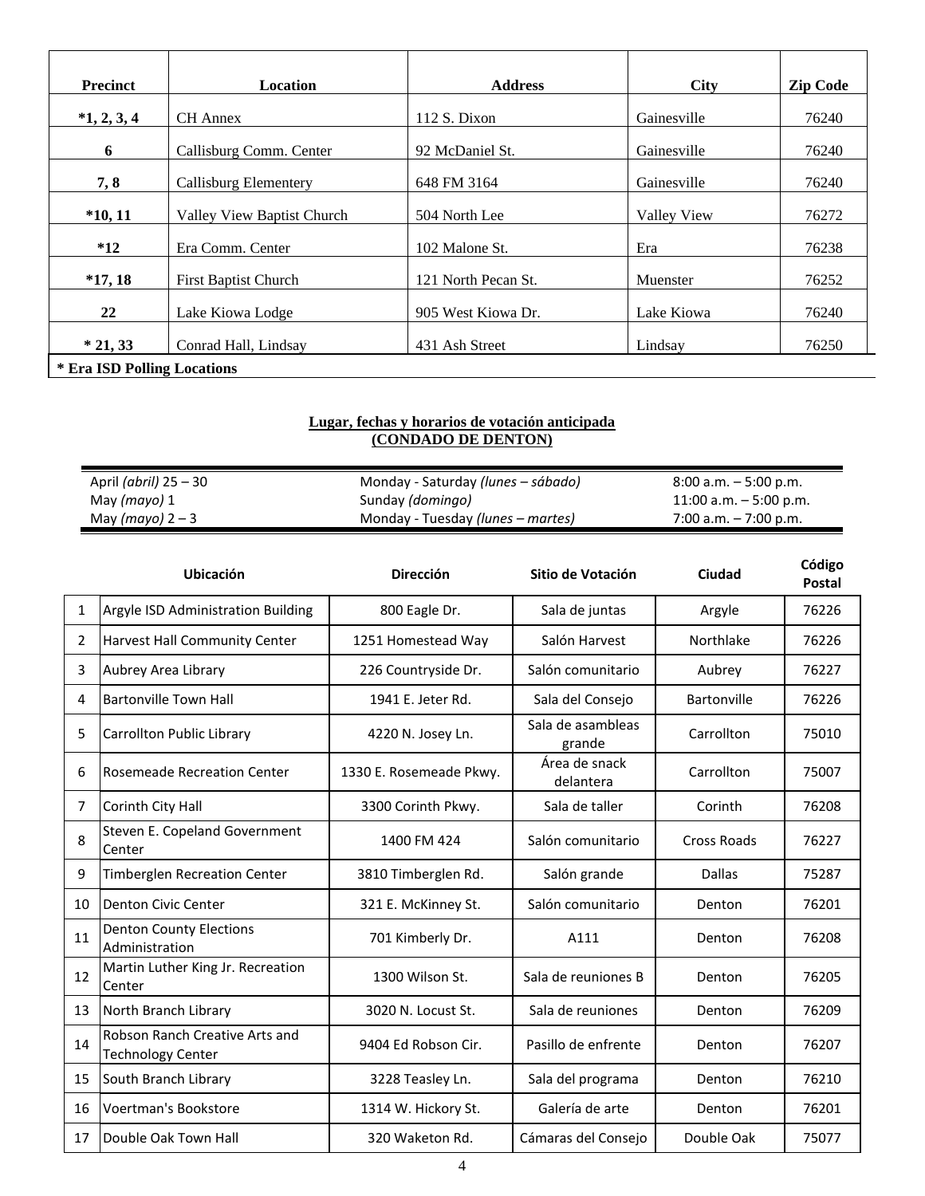| Precinct | Location | Address | City | Zip Code |
|---|---|---|---|---|
| *1, 2, 3, 4 | CH Annex | 112 S. Dixon | Gainesville | 76240 |
| 6 | Callisburg Comm. Center | 92 McDaniel St. | Gainesville | 76240 |
| 7, 8 | Callisburg Elementery | 648 FM 3164 | Gainesville | 76240 |
| *10, 11 | Valley View Baptist Church | 504 North Lee | Valley View | 76272 |
| *12 | Era Comm. Center | 102 Malone St. | Era | 76238 |
| *17, 18 | First Baptist Church | 121 North Pecan St. | Muenster | 76252 |
| 22 | Lake Kiowa Lodge | 905 West Kiowa Dr. | Lake Kiowa | 76240 |
| * 21, 33 | Conrad Hall, Lindsay | 431 Ash Street | Lindsay | 76250 |

**\* Era ISD Polling Locations**

**Lugar, fechas y horarios de votación anticipada**
**(CONDADO DE DENTON)**

| | | |
|---|---|---|
| April *(abril)* 25 – 30 | Monday - Saturday *(lunes – sábado)* | 8:00 a.m. – 5:00 p.m. |
| May *(mayo)* 1 | Sunday *(domingo)* | 11:00 a.m. – 5:00 p.m. |
| May *(mayo)* 2 – 3 | Monday - Tuesday *(lunes – martes)* | 7:00 a.m. – 7:00 p.m. |

| | Ubicación | Dirección | Sitio de Votación | Ciudad | Código Postal |
|---|---|---|---|---|---|
| 1 | Argyle ISD Administration Building | 800 Eagle Dr. | Sala de juntas | Argyle | 76226 |
| 2 | Harvest Hall Community Center | 1251 Homestead Way | Salón Harvest | Northlake | 76226 |
| 3 | Aubrey Area Library | 226 Countryside Dr. | Salón comunitario | Aubrey | 76227 |
| 4 | Bartonville Town Hall | 1941 E. Jeter Rd. | Sala del Consejo | Bartonville | 76226 |
| 5 | Carrollton Public Library | 4220 N. Josey Ln. | Sala de asambleas grande | Carrollton | 75010 |
| 6 | Rosemeade Recreation Center | 1330 E. Rosemeade Pkwy. | Área de snack delantera | Carrollton | 75007 |
| 7 | Corinth City Hall | 3300 Corinth Pkwy. | Sala de taller | Corinth | 76208 |
| 8 | Steven E. Copeland Government Center | 1400 FM 424 | Salón comunitario | Cross Roads | 76227 |
| 9 | Timberglen Recreation Center | 3810 Timberglen Rd. | Salón grande | Dallas | 75287 |
| 10 | Denton Civic Center | 321 E. McKinney St. | Salón comunitario | Denton | 76201 |
| 11 | Denton County Elections Administration | 701 Kimberly Dr. | A111 | Denton | 76208 |
| 12 | Martin Luther King Jr. Recreation Center | 1300 Wilson St. | Sala de reuniones B | Denton | 76205 |
| 13 | North Branch Library | 3020 N. Locust St. | Sala de reuniones | Denton | 76209 |
| 14 | Robson Ranch Creative Arts and Technology Center | 9404 Ed Robson Cir. | Pasillo de enfrente | Denton | 76207 |
| 15 | South Branch Library | 3228 Teasley Ln. | Sala del programa | Denton | 76210 |
| 16 | Voertman's Bookstore | 1314 W. Hickory St. | Galería de arte | Denton | 76201 |
| 17 | Double Oak Town Hall | 320 Waketon Rd. | Cámaras del Consejo | Double Oak | 75077 |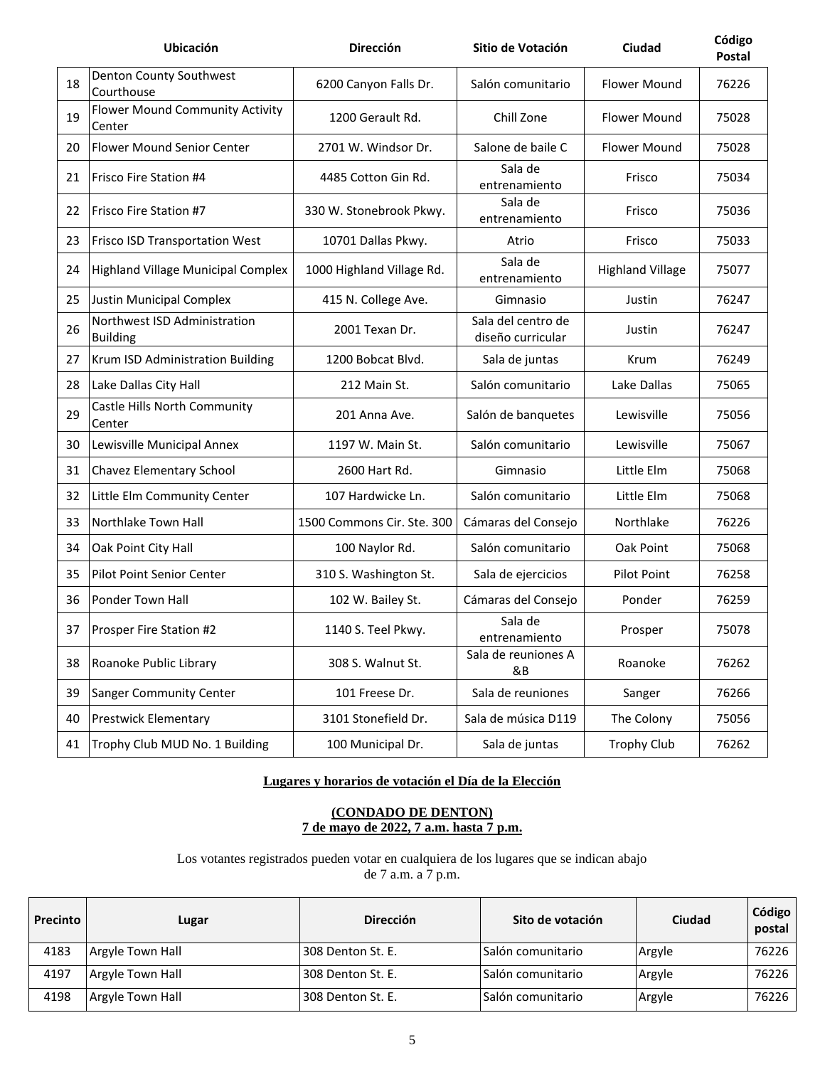| | Ubicación | Dirección | Sitio de Votación | Ciudad | Código Postal |
|---|---|---|---|---|---|
| 18 | Denton County Southwest Courthouse | 6200 Canyon Falls Dr. | Salón comunitario | Flower Mound | 76226 |
| 19 | Flower Mound Community Activity Center | 1200 Gerault Rd. | Chill Zone | Flower Mound | 75028 |
| 20 | Flower Mound Senior Center | 2701 W. Windsor Dr. | Salone de baile C | Flower Mound | 75028 |
| 21 | Frisco Fire Station #4 | 4485 Cotton Gin Rd. | Sala de entrenamiento | Frisco | 75034 |
| 22 | Frisco Fire Station #7 | 330 W. Stonebrook Pkwy. | Sala de entrenamiento | Frisco | 75036 |
| 23 | Frisco ISD Transportation West | 10701 Dallas Pkwy. | Atrio | Frisco | 75033 |
| 24 | Highland Village Municipal Complex | 1000 Highland Village Rd. | Sala de entrenamiento | Highland Village | 75077 |
| 25 | Justin Municipal Complex | 415 N. College Ave. | Gimnasio | Justin | 76247 |
| 26 | Northwest ISD Administration Building | 2001 Texan Dr. | Sala del centro de diseño curricular | Justin | 76247 |
| 27 | Krum ISD Administration Building | 1200 Bobcat Blvd. | Sala de juntas | Krum | 76249 |
| 28 | Lake Dallas City Hall | 212 Main St. | Salón comunitario | Lake Dallas | 75065 |
| 29 | Castle Hills North Community Center | 201 Anna Ave. | Salón de banquetes | Lewisville | 75056 |
| 30 | Lewisville Municipal Annex | 1197 W. Main St. | Salón comunitario | Lewisville | 75067 |
| 31 | Chavez Elementary School | 2600 Hart Rd. | Gimnasio | Little Elm | 75068 |
| 32 | Little Elm Community Center | 107 Hardwicke Ln. | Salón comunitario | Little Elm | 75068 |
| 33 | Northlake Town Hall | 1500 Commons Cir. Ste. 300 | Cámaras del Consejo | Northlake | 76226 |
| 34 | Oak Point City Hall | 100 Naylor Rd. | Salón comunitario | Oak Point | 75068 |
| 35 | Pilot Point Senior Center | 310 S. Washington St. | Sala de ejercicios | Pilot Point | 76258 |
| 36 | Ponder Town Hall | 102 W. Bailey St. | Cámaras del Consejo | Ponder | 76259 |
| 37 | Prosper Fire Station #2 | 1140 S. Teel Pkwy. | Sala de entrenamiento | Prosper | 75078 |
| 38 | Roanoke Public Library | 308 S. Walnut St. | Sala de reuniones A &B | Roanoke | 76262 |
| 39 | Sanger Community Center | 101 Freese Dr. | Sala de reuniones | Sanger | 76266 |
| 40 | Prestwick Elementary | 3101 Stonefield Dr. | Sala de música D119 | The Colony | 75056 |
| 41 | Trophy Club MUD No. 1 Building | 100 Municipal Dr. | Sala de juntas | Trophy Club | 76262 |

**Lugares y horarios de votación el Día de la Elección**

**(CONDADO DE DENTON)**
**7 de mayo de 2022, 7 a.m. hasta 7 p.m.**

Los votantes registrados pueden votar en cualquiera de los lugares que se indican abajo de 7 a.m. a 7 p.m.

| Precinto | Lugar | Dirección | Sito de votación | Ciudad | Código postal |
|---|---|---|---|---|---|
| 4183 | Argyle Town Hall | 308 Denton St. E. | Salón comunitario | Argyle | 76226 |
| 4197 | Argyle Town Hall | 308 Denton St. E. | Salón comunitario | Argyle | 76226 |
| 4198 | Argyle Town Hall | 308 Denton St. E. | Salón comunitario | Argyle | 76226 |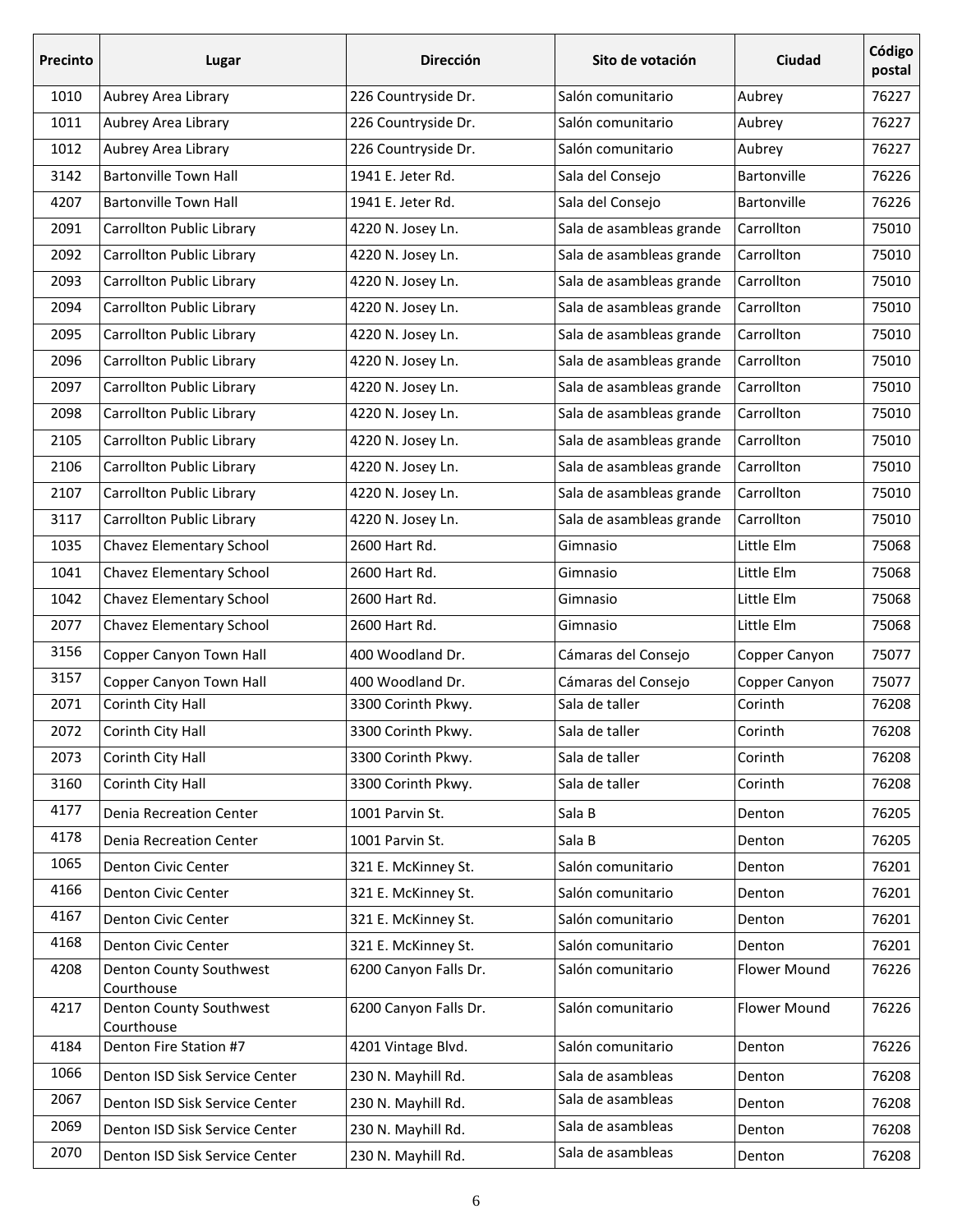| Precinto | Lugar | Dirección | Sito de votación | Ciudad | Código postal |
|---|---|---|---|---|---|
| 1010 | Aubrey Area Library | 226 Countryside Dr. | Salón comunitario | Aubrey | 76227 |
| 1011 | Aubrey Area Library | 226 Countryside Dr. | Salón comunitario | Aubrey | 76227 |
| 1012 | Aubrey Area Library | 226 Countryside Dr. | Salón comunitario | Aubrey | 76227 |
| 3142 | Bartonville Town Hall | 1941 E. Jeter Rd. | Sala del Consejo | Bartonville | 76226 |
| 4207 | Bartonville Town Hall | 1941 E. Jeter Rd. | Sala del Consejo | Bartonville | 76226 |
| 2091 | Carrollton Public Library | 4220 N. Josey Ln. | Sala de asambleas grande | Carrollton | 75010 |
| 2092 | Carrollton Public Library | 4220 N. Josey Ln. | Sala de asambleas grande | Carrollton | 75010 |
| 2093 | Carrollton Public Library | 4220 N. Josey Ln. | Sala de asambleas grande | Carrollton | 75010 |
| 2094 | Carrollton Public Library | 4220 N. Josey Ln. | Sala de asambleas grande | Carrollton | 75010 |
| 2095 | Carrollton Public Library | 4220 N. Josey Ln. | Sala de asambleas grande | Carrollton | 75010 |
| 2096 | Carrollton Public Library | 4220 N. Josey Ln. | Sala de asambleas grande | Carrollton | 75010 |
| 2097 | Carrollton Public Library | 4220 N. Josey Ln. | Sala de asambleas grande | Carrollton | 75010 |
| 2098 | Carrollton Public Library | 4220 N. Josey Ln. | Sala de asambleas grande | Carrollton | 75010 |
| 2105 | Carrollton Public Library | 4220 N. Josey Ln. | Sala de asambleas grande | Carrollton | 75010 |
| 2106 | Carrollton Public Library | 4220 N. Josey Ln. | Sala de asambleas grande | Carrollton | 75010 |
| 2107 | Carrollton Public Library | 4220 N. Josey Ln. | Sala de asambleas grande | Carrollton | 75010 |
| 3117 | Carrollton Public Library | 4220 N. Josey Ln. | Sala de asambleas grande | Carrollton | 75010 |
| 1035 | Chavez Elementary School | 2600 Hart Rd. | Gimnasio | Little Elm | 75068 |
| 1041 | Chavez Elementary School | 2600 Hart Rd. | Gimnasio | Little Elm | 75068 |
| 1042 | Chavez Elementary School | 2600 Hart Rd. | Gimnasio | Little Elm | 75068 |
| 2077 | Chavez Elementary School | 2600 Hart Rd. | Gimnasio | Little Elm | 75068 |
| 3156 | Copper Canyon Town Hall | 400 Woodland Dr. | Cámaras del Consejo | Copper Canyon | 75077 |
| 3157 | Copper Canyon Town Hall | 400 Woodland Dr. | Cámaras del Consejo | Copper Canyon | 75077 |
| 2071 | Corinth City Hall | 3300 Corinth Pkwy. | Sala de taller | Corinth | 76208 |
| 2072 | Corinth City Hall | 3300 Corinth Pkwy. | Sala de taller | Corinth | 76208 |
| 2073 | Corinth City Hall | 3300 Corinth Pkwy. | Sala de taller | Corinth | 76208 |
| 3160 | Corinth City Hall | 3300 Corinth Pkwy. | Sala de taller | Corinth | 76208 |
| 4177 | Denia Recreation Center | 1001 Parvin St. | Sala B | Denton | 76205 |
| 4178 | Denia Recreation Center | 1001 Parvin St. | Sala B | Denton | 76205 |
| 1065 | Denton Civic Center | 321 E. McKinney St. | Salón comunitario | Denton | 76201 |
| 4166 | Denton Civic Center | 321 E. McKinney St. | Salón comunitario | Denton | 76201 |
| 4167 | Denton Civic Center | 321 E. McKinney St. | Salón comunitario | Denton | 76201 |
| 4168 | Denton Civic Center | 321 E. McKinney St. | Salón comunitario | Denton | 76201 |
| 4208 | Denton County Southwest Courthouse | 6200 Canyon Falls Dr. | Salón comunitario | Flower Mound | 76226 |
| 4217 | Denton County Southwest Courthouse | 6200 Canyon Falls Dr. | Salón comunitario | Flower Mound | 76226 |
| 4184 | Denton Fire Station #7 | 4201 Vintage Blvd. | Salón comunitario | Denton | 76226 |
| 1066 | Denton ISD Sisk Service Center | 230 N. Mayhill Rd. | Sala de asambleas | Denton | 76208 |
| 2067 | Denton ISD Sisk Service Center | 230 N. Mayhill Rd. | Sala de asambleas | Denton | 76208 |
| 2069 | Denton ISD Sisk Service Center | 230 N. Mayhill Rd. | Sala de asambleas | Denton | 76208 |
| 2070 | Denton ISD Sisk Service Center | 230 N. Mayhill Rd. | Sala de asambleas | Denton | 76208 |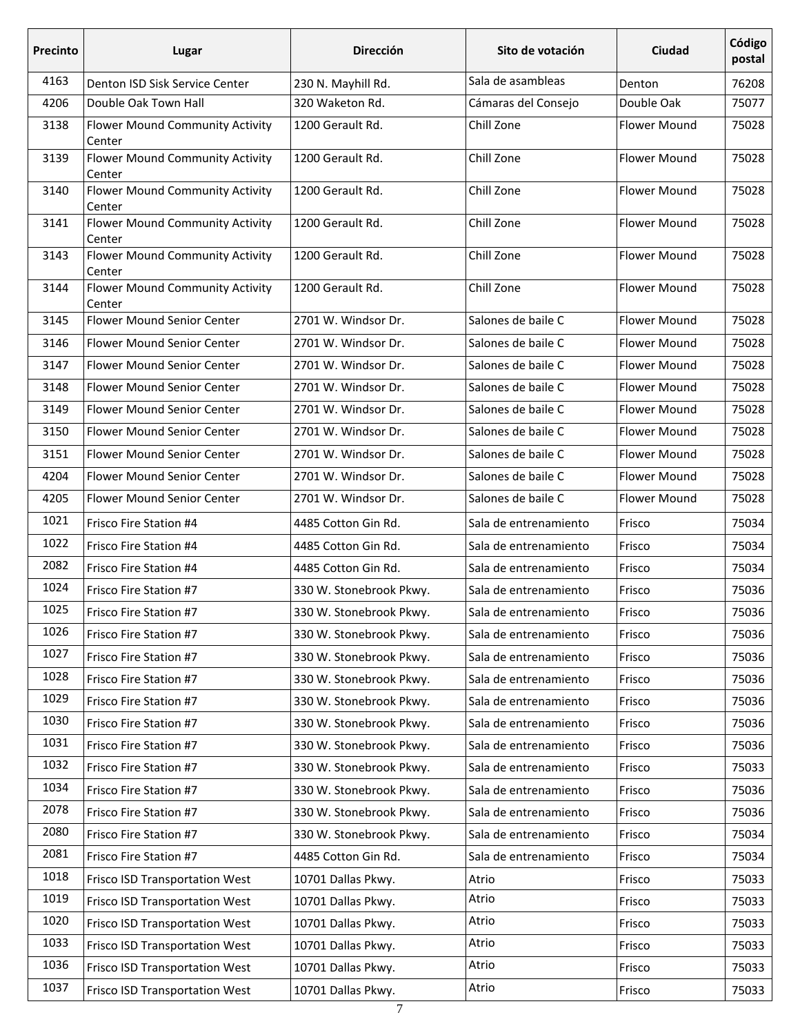| Precinto | Lugar | Dirección | Sito de votación | Ciudad | Código postal |
|---|---|---|---|---|---|
| 4163 | Denton ISD Sisk Service Center | 230 N. Mayhill Rd. | Sala de asambleas | Denton | 76208 |
| 4206 | Double Oak Town Hall | 320 Waketon Rd. | Cámaras del Consejo | Double Oak | 75077 |
| 3138 | Flower Mound Community Activity Center | 1200 Gerault Rd. | Chill Zone | Flower Mound | 75028 |
| 3139 | Flower Mound Community Activity Center | 1200 Gerault Rd. | Chill Zone | Flower Mound | 75028 |
| 3140 | Flower Mound Community Activity Center | 1200 Gerault Rd. | Chill Zone | Flower Mound | 75028 |
| 3141 | Flower Mound Community Activity Center | 1200 Gerault Rd. | Chill Zone | Flower Mound | 75028 |
| 3143 | Flower Mound Community Activity Center | 1200 Gerault Rd. | Chill Zone | Flower Mound | 75028 |
| 3144 | Flower Mound Community Activity Center | 1200 Gerault Rd. | Chill Zone | Flower Mound | 75028 |
| 3145 | Flower Mound Senior Center | 2701 W. Windsor Dr. | Salones de baile C | Flower Mound | 75028 |
| 3146 | Flower Mound Senior Center | 2701 W. Windsor Dr. | Salones de baile C | Flower Mound | 75028 |
| 3147 | Flower Mound Senior Center | 2701 W. Windsor Dr. | Salones de baile C | Flower Mound | 75028 |
| 3148 | Flower Mound Senior Center | 2701 W. Windsor Dr. | Salones de baile C | Flower Mound | 75028 |
| 3149 | Flower Mound Senior Center | 2701 W. Windsor Dr. | Salones de baile C | Flower Mound | 75028 |
| 3150 | Flower Mound Senior Center | 2701 W. Windsor Dr. | Salones de baile C | Flower Mound | 75028 |
| 3151 | Flower Mound Senior Center | 2701 W. Windsor Dr. | Salones de baile C | Flower Mound | 75028 |
| 4204 | Flower Mound Senior Center | 2701 W. Windsor Dr. | Salones de baile C | Flower Mound | 75028 |
| 4205 | Flower Mound Senior Center | 2701 W. Windsor Dr. | Salones de baile C | Flower Mound | 75028 |
| 1021 | Frisco Fire Station #4 | 4485 Cotton Gin Rd. | Sala de entrenamiento | Frisco | 75034 |
| 1022 | Frisco Fire Station #4 | 4485 Cotton Gin Rd. | Sala de entrenamiento | Frisco | 75034 |
| 2082 | Frisco Fire Station #4 | 4485 Cotton Gin Rd. | Sala de entrenamiento | Frisco | 75034 |
| 1024 | Frisco Fire Station #7 | 330 W. Stonebrook Pkwy. | Sala de entrenamiento | Frisco | 75036 |
| 1025 | Frisco Fire Station #7 | 330 W. Stonebrook Pkwy. | Sala de entrenamiento | Frisco | 75036 |
| 1026 | Frisco Fire Station #7 | 330 W. Stonebrook Pkwy. | Sala de entrenamiento | Frisco | 75036 |
| 1027 | Frisco Fire Station #7 | 330 W. Stonebrook Pkwy. | Sala de entrenamiento | Frisco | 75036 |
| 1028 | Frisco Fire Station #7 | 330 W. Stonebrook Pkwy. | Sala de entrenamiento | Frisco | 75036 |
| 1029 | Frisco Fire Station #7 | 330 W. Stonebrook Pkwy. | Sala de entrenamiento | Frisco | 75036 |
| 1030 | Frisco Fire Station #7 | 330 W. Stonebrook Pkwy. | Sala de entrenamiento | Frisco | 75036 |
| 1031 | Frisco Fire Station #7 | 330 W. Stonebrook Pkwy. | Sala de entrenamiento | Frisco | 75036 |
| 1032 | Frisco Fire Station #7 | 330 W. Stonebrook Pkwy. | Sala de entrenamiento | Frisco | 75033 |
| 1034 | Frisco Fire Station #7 | 330 W. Stonebrook Pkwy. | Sala de entrenamiento | Frisco | 75036 |
| 2078 | Frisco Fire Station #7 | 330 W. Stonebrook Pkwy. | Sala de entrenamiento | Frisco | 75036 |
| 2080 | Frisco Fire Station #7 | 330 W. Stonebrook Pkwy. | Sala de entrenamiento | Frisco | 75034 |
| 2081 | Frisco Fire Station #7 | 4485 Cotton Gin Rd. | Sala de entrenamiento | Frisco | 75034 |
| 1018 | Frisco ISD Transportation West | 10701 Dallas Pkwy. | Atrio | Frisco | 75033 |
| 1019 | Frisco ISD Transportation West | 10701 Dallas Pkwy. | Atrio | Frisco | 75033 |
| 1020 | Frisco ISD Transportation West | 10701 Dallas Pkwy. | Atrio | Frisco | 75033 |
| 1033 | Frisco ISD Transportation West | 10701 Dallas Pkwy. | Atrio | Frisco | 75033 |
| 1036 | Frisco ISD Transportation West | 10701 Dallas Pkwy. | Atrio | Frisco | 75033 |
| 1037 | Frisco ISD Transportation West | 10701 Dallas Pkwy. | Atrio | Frisco | 75033 |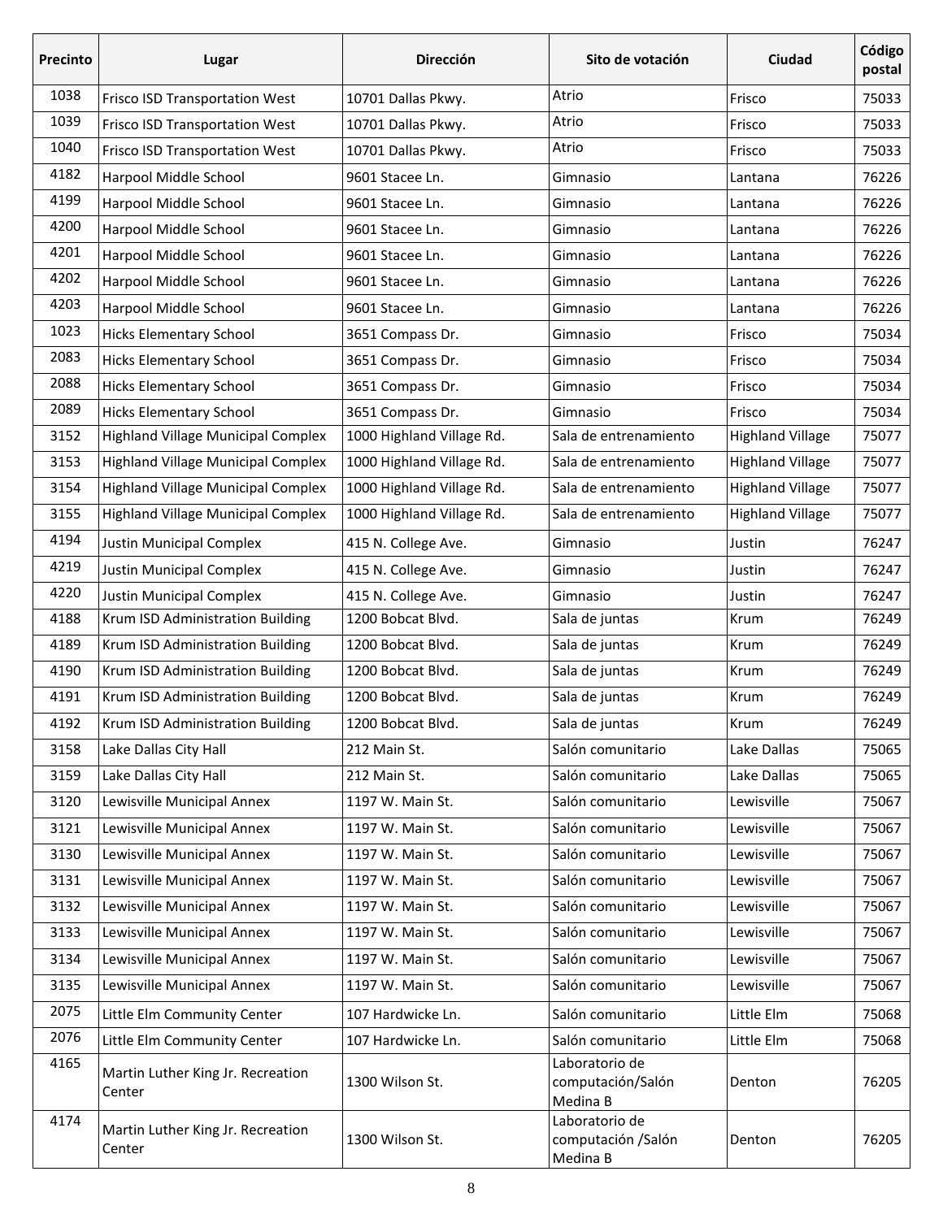| Precinto | Lugar | Dirección | Sito de votación | Ciudad | Código postal |
|---|---|---|---|---|---|
| 1038 | Frisco ISD Transportation West | 10701 Dallas Pkwy. | Atrio | Frisco | 75033 |
| 1039 | Frisco ISD Transportation West | 10701 Dallas Pkwy. | Atrio | Frisco | 75033 |
| 1040 | Frisco ISD Transportation West | 10701 Dallas Pkwy. | Atrio | Frisco | 75033 |
| 4182 | Harpool Middle School | 9601 Stacee Ln. | Gimnasio | Lantana | 76226 |
| 4199 | Harpool Middle School | 9601 Stacee Ln. | Gimnasio | Lantana | 76226 |
| 4200 | Harpool Middle School | 9601 Stacee Ln. | Gimnasio | Lantana | 76226 |
| 4201 | Harpool Middle School | 9601 Stacee Ln. | Gimnasio | Lantana | 76226 |
| 4202 | Harpool Middle School | 9601 Stacee Ln. | Gimnasio | Lantana | 76226 |
| 4203 | Harpool Middle School | 9601 Stacee Ln. | Gimnasio | Lantana | 76226 |
| 1023 | Hicks Elementary School | 3651 Compass Dr. | Gimnasio | Frisco | 75034 |
| 2083 | Hicks Elementary School | 3651 Compass Dr. | Gimnasio | Frisco | 75034 |
| 2088 | Hicks Elementary School | 3651 Compass Dr. | Gimnasio | Frisco | 75034 |
| 2089 | Hicks Elementary School | 3651 Compass Dr. | Gimnasio | Frisco | 75034 |
| 3152 | Highland Village Municipal Complex | 1000 Highland Village Rd. | Sala de entrenamiento | Highland Village | 75077 |
| 3153 | Highland Village Municipal Complex | 1000 Highland Village Rd. | Sala de entrenamiento | Highland Village | 75077 |
| 3154 | Highland Village Municipal Complex | 1000 Highland Village Rd. | Sala de entrenamiento | Highland Village | 75077 |
| 3155 | Highland Village Municipal Complex | 1000 Highland Village Rd. | Sala de entrenamiento | Highland Village | 75077 |
| 4194 | Justin Municipal Complex | 415 N. College Ave. | Gimnasio | Justin | 76247 |
| 4219 | Justin Municipal Complex | 415 N. College Ave. | Gimnasio | Justin | 76247 |
| 4220 | Justin Municipal Complex | 415 N. College Ave. | Gimnasio | Justin | 76247 |
| 4188 | Krum ISD Administration Building | 1200 Bobcat Blvd. | Sala de juntas | Krum | 76249 |
| 4189 | Krum ISD Administration Building | 1200 Bobcat Blvd. | Sala de juntas | Krum | 76249 |
| 4190 | Krum ISD Administration Building | 1200 Bobcat Blvd. | Sala de juntas | Krum | 76249 |
| 4191 | Krum ISD Administration Building | 1200 Bobcat Blvd. | Sala de juntas | Krum | 76249 |
| 4192 | Krum ISD Administration Building | 1200 Bobcat Blvd. | Sala de juntas | Krum | 76249 |
| 3158 | Lake Dallas City Hall | 212 Main St. | Salón comunitario | Lake Dallas | 75065 |
| 3159 | Lake Dallas City Hall | 212 Main St. | Salón comunitario | Lake Dallas | 75065 |
| 3120 | Lewisville Municipal Annex | 1197 W. Main St. | Salón comunitario | Lewisville | 75067 |
| 3121 | Lewisville Municipal Annex | 1197 W. Main St. | Salón comunitario | Lewisville | 75067 |
| 3130 | Lewisville Municipal Annex | 1197 W. Main St. | Salón comunitario | Lewisville | 75067 |
| 3131 | Lewisville Municipal Annex | 1197 W. Main St. | Salón comunitario | Lewisville | 75067 |
| 3132 | Lewisville Municipal Annex | 1197 W. Main St. | Salón comunitario | Lewisville | 75067 |
| 3133 | Lewisville Municipal Annex | 1197 W. Main St. | Salón comunitario | Lewisville | 75067 |
| 3134 | Lewisville Municipal Annex | 1197 W. Main St. | Salón comunitario | Lewisville | 75067 |
| 3135 | Lewisville Municipal Annex | 1197 W. Main St. | Salón comunitario | Lewisville | 75067 |
| 2075 | Little Elm Community Center | 107 Hardwicke Ln. | Salón comunitario | Little Elm | 75068 |
| 2076 | Little Elm Community Center | 107 Hardwicke Ln. | Salón comunitario | Little Elm | 75068 |
| 4165 | Martin Luther King Jr. Recreation Center | 1300 Wilson St. | Laboratorio de computación/Salón Medina B | Denton | 76205 |
| 4174 | Martin Luther King Jr. Recreation Center | 1300 Wilson St. | Laboratorio de computación /Salón Medina B | Denton | 76205 |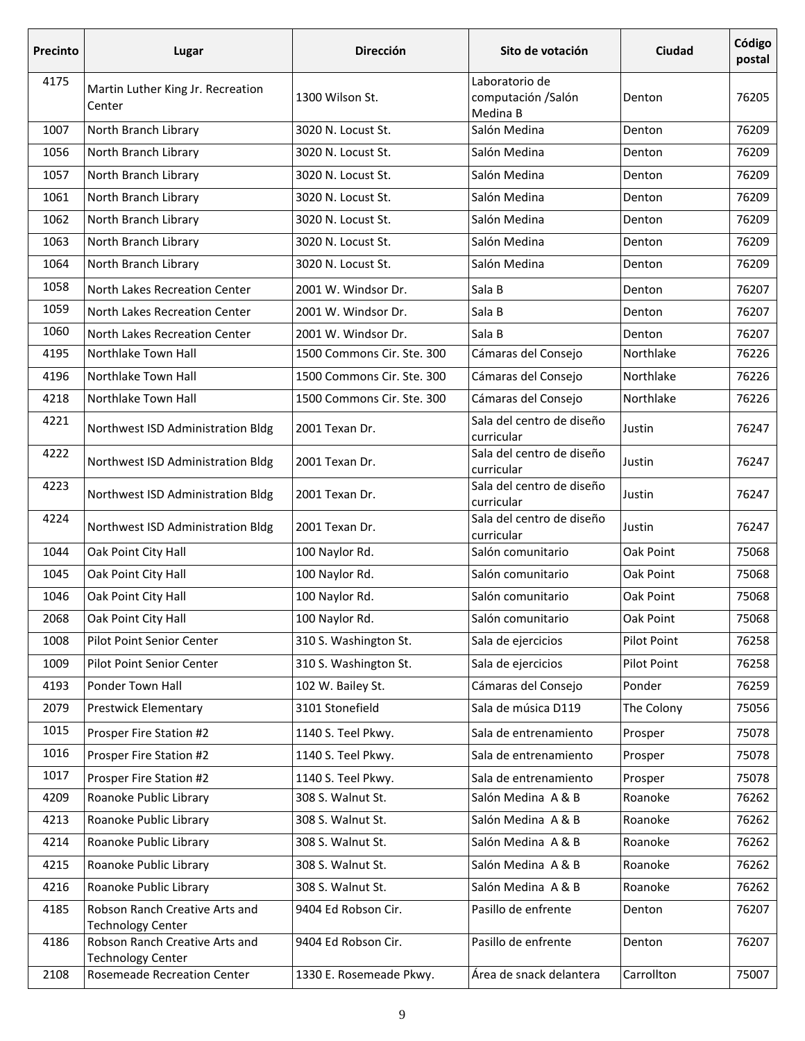| Precinto | Lugar | Dirección | Sito de votación | Ciudad | Código postal |
|---|---|---|---|---|---|
| 4175 | Martin Luther King Jr. Recreation Center | 1300 Wilson St. | Laboratorio de computación /Salón Medina B | Denton | 76205 |
| 1007 | North Branch Library | 3020 N. Locust St. | Salón Medina | Denton | 76209 |
| 1056 | North Branch Library | 3020 N. Locust St. | Salón Medina | Denton | 76209 |
| 1057 | North Branch Library | 3020 N. Locust St. | Salón Medina | Denton | 76209 |
| 1061 | North Branch Library | 3020 N. Locust St. | Salón Medina | Denton | 76209 |
| 1062 | North Branch Library | 3020 N. Locust St. | Salón Medina | Denton | 76209 |
| 1063 | North Branch Library | 3020 N. Locust St. | Salón Medina | Denton | 76209 |
| 1064 | North Branch Library | 3020 N. Locust St. | Salón Medina | Denton | 76209 |
| 1058 | North Lakes Recreation Center | 2001 W. Windsor Dr. | Sala B | Denton | 76207 |
| 1059 | North Lakes Recreation Center | 2001 W. Windsor Dr. | Sala B | Denton | 76207 |
| 1060 | North Lakes Recreation Center | 2001 W. Windsor Dr. | Sala B | Denton | 76207 |
| 4195 | Northlake Town Hall | 1500 Commons Cir. Ste. 300 | Cámaras del Consejo | Northlake | 76226 |
| 4196 | Northlake Town Hall | 1500 Commons Cir. Ste. 300 | Cámaras del Consejo | Northlake | 76226 |
| 4218 | Northlake Town Hall | 1500 Commons Cir. Ste. 300 | Cámaras del Consejo | Northlake | 76226 |
| 4221 | Northwest ISD Administration Bldg | 2001 Texan Dr. | Sala del centro de diseño curricular | Justin | 76247 |
| 4222 | Northwest ISD Administration Bldg | 2001 Texan Dr. | Sala del centro de diseño curricular | Justin | 76247 |
| 4223 | Northwest ISD Administration Bldg | 2001 Texan Dr. | Sala del centro de diseño curricular | Justin | 76247 |
| 4224 | Northwest ISD Administration Bldg | 2001 Texan Dr. | Sala del centro de diseño curricular | Justin | 76247 |
| 1044 | Oak Point City Hall | 100 Naylor Rd. | Salón comunitario | Oak Point | 75068 |
| 1045 | Oak Point City Hall | 100 Naylor Rd. | Salón comunitario | Oak Point | 75068 |
| 1046 | Oak Point City Hall | 100 Naylor Rd. | Salón comunitario | Oak Point | 75068 |
| 2068 | Oak Point City Hall | 100 Naylor Rd. | Salón comunitario | Oak Point | 75068 |
| 1008 | Pilot Point Senior Center | 310 S. Washington St. | Sala de ejercicios | Pilot Point | 76258 |
| 1009 | Pilot Point Senior Center | 310 S. Washington St. | Sala de ejercicios | Pilot Point | 76258 |
| 4193 | Ponder Town Hall | 102 W. Bailey St. | Cámaras del Consejo | Ponder | 76259 |
| 2079 | Prestwick Elementary | 3101 Stonefield | Sala de música D119 | The Colony | 75056 |
| 1015 | Prosper Fire Station #2 | 1140 S. Teel Pkwy. | Sala de entrenamiento | Prosper | 75078 |
| 1016 | Prosper Fire Station #2 | 1140 S. Teel Pkwy. | Sala de entrenamiento | Prosper | 75078 |
| 1017 | Prosper Fire Station #2 | 1140 S. Teel Pkwy. | Sala de entrenamiento | Prosper | 75078 |
| 4209 | Roanoke Public Library | 308 S. Walnut St. | Salón Medina A & B | Roanoke | 76262 |
| 4213 | Roanoke Public Library | 308 S. Walnut St. | Salón Medina A & B | Roanoke | 76262 |
| 4214 | Roanoke Public Library | 308 S. Walnut St. | Salón Medina A & B | Roanoke | 76262 |
| 4215 | Roanoke Public Library | 308 S. Walnut St. | Salón Medina A & B | Roanoke | 76262 |
| 4216 | Roanoke Public Library | 308 S. Walnut St. | Salón Medina A & B | Roanoke | 76262 |
| 4185 | Robson Ranch Creative Arts and Technology Center | 9404 Ed Robson Cir. | Pasillo de enfrente | Denton | 76207 |
| 4186 | Robson Ranch Creative Arts and Technology Center | 9404 Ed Robson Cir. | Pasillo de enfrente | Denton | 76207 |
| 2108 | Rosemeade Recreation Center | 1330 E. Rosemeade Pkwy. | Área de snack delantera | Carrollton | 75007 |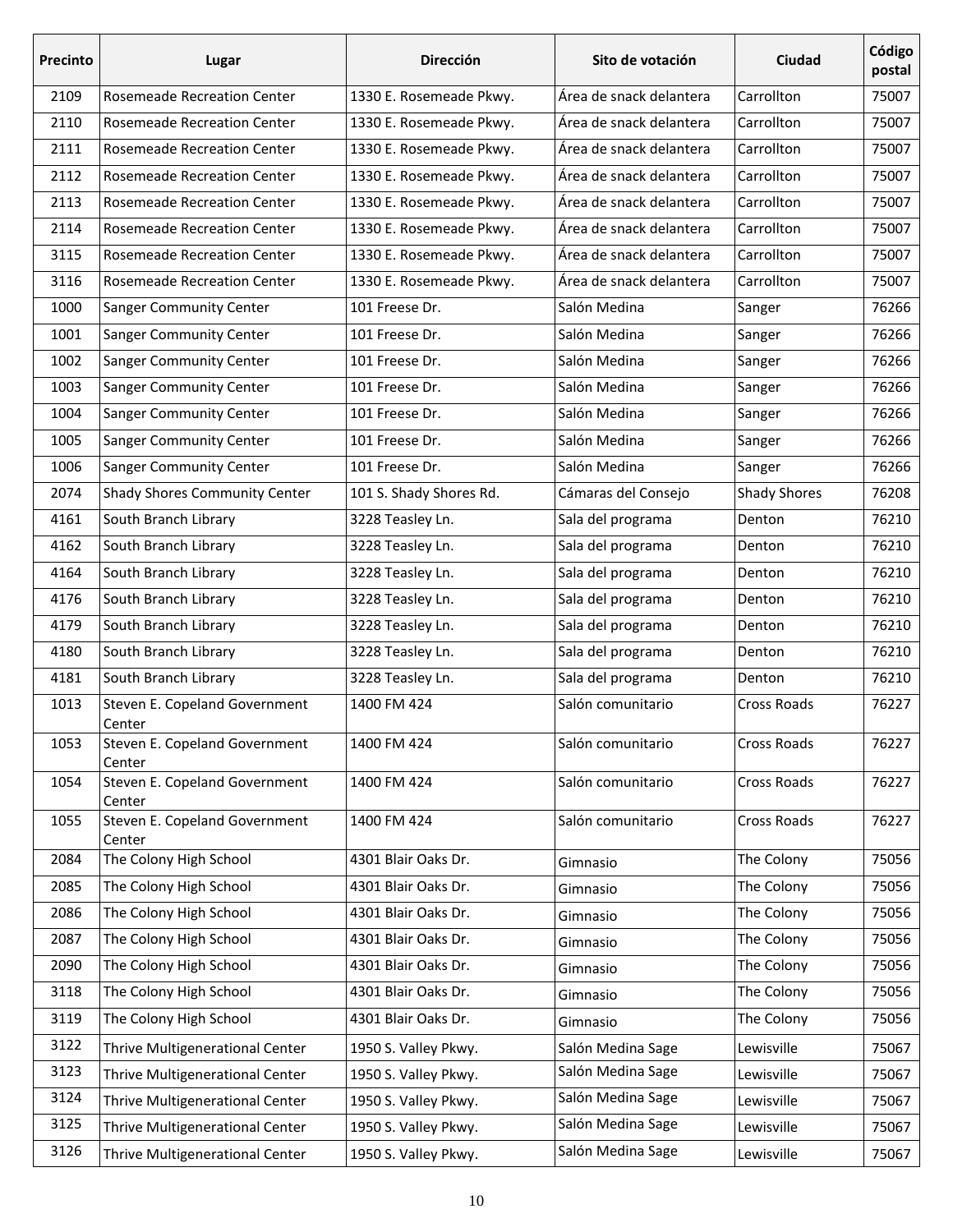| Precinto | Lugar | Dirección | Sito de votación | Ciudad | Código postal |
|---|---|---|---|---|---|
| 2109 | Rosemeade Recreation Center | 1330 E. Rosemeade Pkwy. | Área de snack delantera | Carrollton | 75007 |
| 2110 | Rosemeade Recreation Center | 1330 E. Rosemeade Pkwy. | Área de snack delantera | Carrollton | 75007 |
| 2111 | Rosemeade Recreation Center | 1330 E. Rosemeade Pkwy. | Área de snack delantera | Carrollton | 75007 |
| 2112 | Rosemeade Recreation Center | 1330 E. Rosemeade Pkwy. | Área de snack delantera | Carrollton | 75007 |
| 2113 | Rosemeade Recreation Center | 1330 E. Rosemeade Pkwy. | Área de snack delantera | Carrollton | 75007 |
| 2114 | Rosemeade Recreation Center | 1330 E. Rosemeade Pkwy. | Área de snack delantera | Carrollton | 75007 |
| 3115 | Rosemeade Recreation Center | 1330 E. Rosemeade Pkwy. | Área de snack delantera | Carrollton | 75007 |
| 3116 | Rosemeade Recreation Center | 1330 E. Rosemeade Pkwy. | Área de snack delantera | Carrollton | 75007 |
| 1000 | Sanger Community Center | 101 Freese Dr. | Salón Medina | Sanger | 76266 |
| 1001 | Sanger Community Center | 101 Freese Dr. | Salón Medina | Sanger | 76266 |
| 1002 | Sanger Community Center | 101 Freese Dr. | Salón Medina | Sanger | 76266 |
| 1003 | Sanger Community Center | 101 Freese Dr. | Salón Medina | Sanger | 76266 |
| 1004 | Sanger Community Center | 101 Freese Dr. | Salón Medina | Sanger | 76266 |
| 1005 | Sanger Community Center | 101 Freese Dr. | Salón Medina | Sanger | 76266 |
| 1006 | Sanger Community Center | 101 Freese Dr. | Salón Medina | Sanger | 76266 |
| 2074 | Shady Shores Community Center | 101 S. Shady Shores Rd. | Cámaras del Consejo | Shady Shores | 76208 |
| 4161 | South Branch Library | 3228 Teasley Ln. | Sala del programa | Denton | 76210 |
| 4162 | South Branch Library | 3228 Teasley Ln. | Sala del programa | Denton | 76210 |
| 4164 | South Branch Library | 3228 Teasley Ln. | Sala del programa | Denton | 76210 |
| 4176 | South Branch Library | 3228 Teasley Ln. | Sala del programa | Denton | 76210 |
| 4179 | South Branch Library | 3228 Teasley Ln. | Sala del programa | Denton | 76210 |
| 4180 | South Branch Library | 3228 Teasley Ln. | Sala del programa | Denton | 76210 |
| 4181 | South Branch Library | 3228 Teasley Ln. | Sala del programa | Denton | 76210 |
| 1013 | Steven E. Copeland Government Center | 1400 FM 424 | Salón comunitario | Cross Roads | 76227 |
| 1053 | Steven E. Copeland Government Center | 1400 FM 424 | Salón comunitario | Cross Roads | 76227 |
| 1054 | Steven E. Copeland Government Center | 1400 FM 424 | Salón comunitario | Cross Roads | 76227 |
| 1055 | Steven E. Copeland Government Center | 1400 FM 424 | Salón comunitario | Cross Roads | 76227 |
| 2084 | The Colony High School | 4301 Blair Oaks Dr. | Gimnasio | The Colony | 75056 |
| 2085 | The Colony High School | 4301 Blair Oaks Dr. | Gimnasio | The Colony | 75056 |
| 2086 | The Colony High School | 4301 Blair Oaks Dr. | Gimnasio | The Colony | 75056 |
| 2087 | The Colony High School | 4301 Blair Oaks Dr. | Gimnasio | The Colony | 75056 |
| 2090 | The Colony High School | 4301 Blair Oaks Dr. | Gimnasio | The Colony | 75056 |
| 3118 | The Colony High School | 4301 Blair Oaks Dr. | Gimnasio | The Colony | 75056 |
| 3119 | The Colony High School | 4301 Blair Oaks Dr. | Gimnasio | The Colony | 75056 |
| 3122 | Thrive Multigenerational Center | 1950 S. Valley Pkwy. | Salón Medina Sage | Lewisville | 75067 |
| 3123 | Thrive Multigenerational Center | 1950 S. Valley Pkwy. | Salón Medina Sage | Lewisville | 75067 |
| 3124 | Thrive Multigenerational Center | 1950 S. Valley Pkwy. | Salón Medina Sage | Lewisville | 75067 |
| 3125 | Thrive Multigenerational Center | 1950 S. Valley Pkwy. | Salón Medina Sage | Lewisville | 75067 |
| 3126 | Thrive Multigenerational Center | 1950 S. Valley Pkwy. | Salón Medina Sage | Lewisville | 75067 |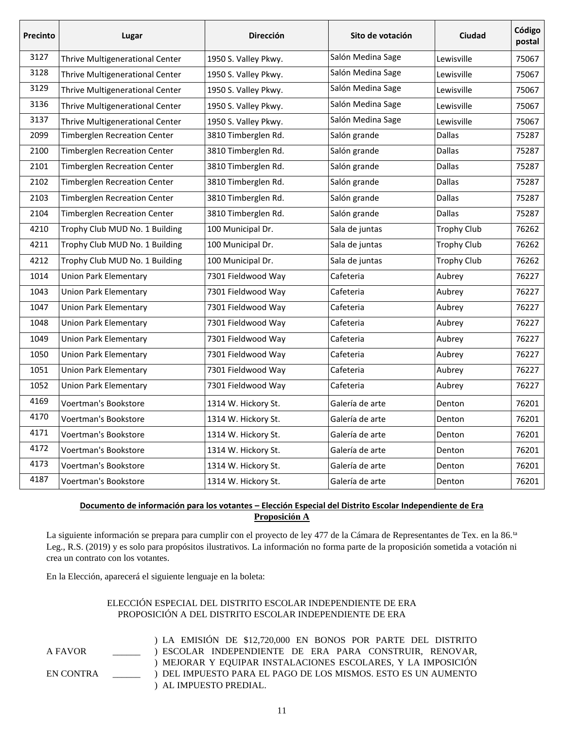| Precinto | Lugar | Dirección | Sito de votación | Ciudad | Código postal |
|---|---|---|---|---|---|
| 3127 | Thrive Multigenerational Center | 1950 S. Valley Pkwy. | Salón Medina Sage | Lewisville | 75067 |
| 3128 | Thrive Multigenerational Center | 1950 S. Valley Pkwy. | Salón Medina Sage | Lewisville | 75067 |
| 3129 | Thrive Multigenerational Center | 1950 S. Valley Pkwy. | Salón Medina Sage | Lewisville | 75067 |
| 3136 | Thrive Multigenerational Center | 1950 S. Valley Pkwy. | Salón Medina Sage | Lewisville | 75067 |
| 3137 | Thrive Multigenerational Center | 1950 S. Valley Pkwy. | Salón Medina Sage | Lewisville | 75067 |
| 2099 | Timberglen Recreation Center | 3810 Timberglen Rd. | Salón grande | Dallas | 75287 |
| 2100 | Timberglen Recreation Center | 3810 Timberglen Rd. | Salón grande | Dallas | 75287 |
| 2101 | Timberglen Recreation Center | 3810 Timberglen Rd. | Salón grande | Dallas | 75287 |
| 2102 | Timberglen Recreation Center | 3810 Timberglen Rd. | Salón grande | Dallas | 75287 |
| 2103 | Timberglen Recreation Center | 3810 Timberglen Rd. | Salón grande | Dallas | 75287 |
| 2104 | Timberglen Recreation Center | 3810 Timberglen Rd. | Salón grande | Dallas | 75287 |
| 4210 | Trophy Club MUD No. 1 Building | 100 Municipal Dr. | Sala de juntas | Trophy Club | 76262 |
| 4211 | Trophy Club MUD No. 1 Building | 100 Municipal Dr. | Sala de juntas | Trophy Club | 76262 |
| 4212 | Trophy Club MUD No. 1 Building | 100 Municipal Dr. | Sala de juntas | Trophy Club | 76262 |
| 1014 | Union Park Elementary | 7301 Fieldwood Way | Cafeteria | Aubrey | 76227 |
| 1043 | Union Park Elementary | 7301 Fieldwood Way | Cafeteria | Aubrey | 76227 |
| 1047 | Union Park Elementary | 7301 Fieldwood Way | Cafeteria | Aubrey | 76227 |
| 1048 | Union Park Elementary | 7301 Fieldwood Way | Cafeteria | Aubrey | 76227 |
| 1049 | Union Park Elementary | 7301 Fieldwood Way | Cafeteria | Aubrey | 76227 |
| 1050 | Union Park Elementary | 7301 Fieldwood Way | Cafeteria | Aubrey | 76227 |
| 1051 | Union Park Elementary | 7301 Fieldwood Way | Cafeteria | Aubrey | 76227 |
| 1052 | Union Park Elementary | 7301 Fieldwood Way | Cafeteria | Aubrey | 76227 |
| 4169 | Voertman's Bookstore | 1314 W. Hickory St. | Galería de arte | Denton | 76201 |
| 4170 | Voertman's Bookstore | 1314 W. Hickory St. | Galería de arte | Denton | 76201 |
| 4171 | Voertman's Bookstore | 1314 W. Hickory St. | Galería de arte | Denton | 76201 |
| 4172 | Voertman's Bookstore | 1314 W. Hickory St. | Galería de arte | Denton | 76201 |
| 4173 | Voertman's Bookstore | 1314 W. Hickory St. | Galería de arte | Denton | 76201 |
| 4187 | Voertman's Bookstore | 1314 W. Hickory St. | Galería de arte | Denton | 76201 |

**Documento de información para los votantes – Elección Especial del Distrito Escolar Independiente de Era**
**Proposición A**

La siguiente información se prepara para cumplir con el proyecto de ley 477 de la Cámara de Representantes de Tex. en la 86.ta Leg., R.S. (2019) y es solo para propósitos ilustrativos. La información no forma parte de la proposición sometida a votación ni crea un contrato con los votantes.

En la Elección, aparecerá el siguiente lenguaje en la boleta:

ELECCIÓN ESPECIAL DEL DISTRITO ESCOLAR INDEPENDIENTE DE ERA
PROPOSICIÓN A DEL DISTRITO ESCOLAR INDEPENDIENTE DE ERA

A FAVOR ______

EN CONTRA ______

) LA EMISIÓN DE $12,720,000 EN BONOS POR PARTE DEL DISTRITO
) ESCOLAR INDEPENDIENTE DE ERA PARA CONSTRUIR, RENOVAR,
) MEJORAR Y EQUIPAR INSTALACIONES ESCOLARES, Y LA IMPOSICIÓN
) DEL IMPUESTO PARA EL PAGO DE LOS MISMOS. ESTO ES UN AUMENTO
) AL IMPUESTO PREDIAL.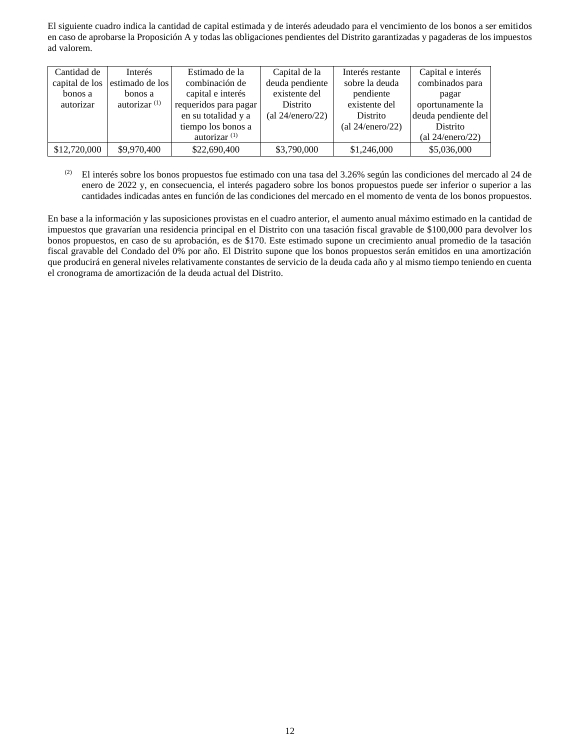El siguiente cuadro indica la cantidad de capital estimada y de interés adeudado para el vencimiento de los bonos a ser emitidos en caso de aprobarse la Proposición A y todas las obligaciones pendientes del Distrito garantizadas y pagaderas de los impuestos ad valorem.

| Cantidad de capital de los bonos a autorizar | Interés estimado de los bonos a autorizar [1] | Estimado de la combinación de capital e interés requeridos para pagar en su totalidad y a tiempo los bonos a autorizar [1] | Capital de la deuda pendiente existente del Distrito (al 24/enero/22) | Interés restante sobre la deuda pendiente existente del Distrito (al 24/enero/22) | Capital e interés combinados para pagar oportunamente la deuda pendiente del Distrito (al 24/enero/22) |
|---|---|---|---|---|---|
| $12,720,000 | $9,970,400 | $22,690,400 | $3,790,000 | $1,246,000 | $5,036,000 |

[2] El interés sobre los bonos propuestos fue estimado con una tasa del 3.26% según las condiciones del mercado al 24 de enero de 2022 y, en consecuencia, el interés pagadero sobre los bonos propuestos puede ser inferior o superior a las cantidades indicadas antes en función de las condiciones del mercado en el momento de venta de los bonos propuestos.

En base a la información y las suposiciones provistas en el cuadro anterior, el aumento anual máximo estimado en la cantidad de impuestos que gravarían una residencia principal en el Distrito con una tasación fiscal gravable de $100,000 para devolver los bonos propuestos, en caso de su aprobación, es de $170. Este estimado supone un crecimiento anual promedio de la tasación fiscal gravable del Condado del 0% por año. El Distrito supone que los bonos propuestos serán emitidos en una amortización que producirá en general niveles relativamente constantes de servicio de la deuda cada año y al mismo tiempo teniendo en cuenta el cronograma de amortización de la deuda actual del Distrito.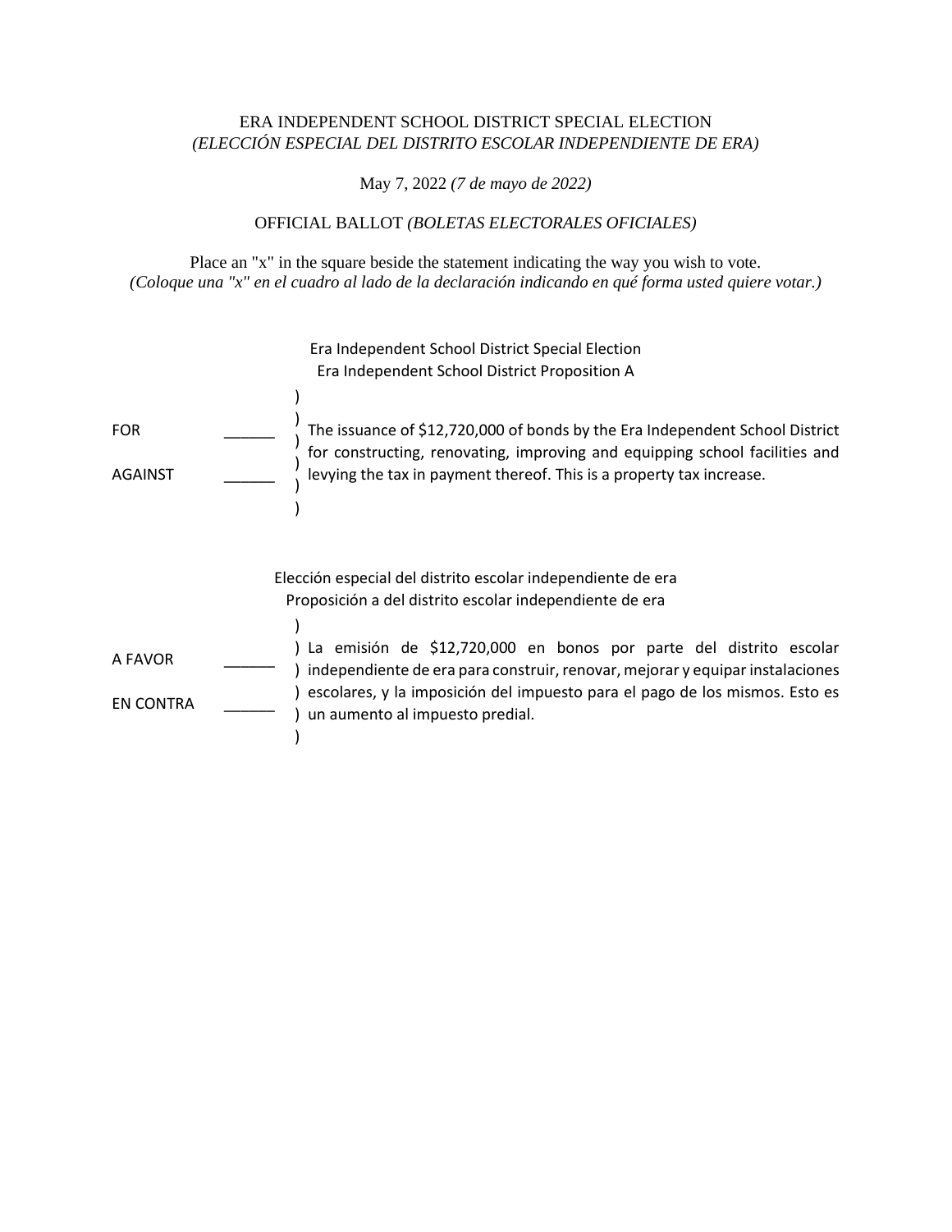ERA INDEPENDENT SCHOOL DISTRICT SPECIAL ELECTION
*(ELECCIÓN ESPECIAL DEL DISTRITO ESCOLAR INDEPENDIENTE DE ERA)*

May 7, 2022 *(7 de mayo de 2022)*

OFFICIAL BALLOT *(BOLETAS ELECTORALES OFICIALES)*

Place an "x" in the square beside the statement indicating the way you wish to vote.
*(Coloque una "x" en el cuadro al lado de la declaración indicando en qué forma usted quiere votar.)*

Era Independent School District Special Election
Era Independent School District Proposition A

| | | |
|---|---|---|
| FOR | ______ | The issuance of $12,720,000 of bonds by the Era Independent School District for constructing, renovating, improving and equipping school facilities and levying the tax in payment thereof. This is a property tax increase. |
| AGAINST | ______ | |

Elección especial del distrito escolar independiente de era
Proposición a del distrito escolar independiente de era

| | | |
|---|---|---|
| A FAVOR | ______ | La emisión de $12,720,000 en bonos por parte del distrito escolar independiente de era para construir, renovar, mejorar y equipar instalaciones escolares, y la imposición del impuesto para el pago de los mismos. Esto es un aumento al impuesto predial. |
| EN CONTRA | ______ | |